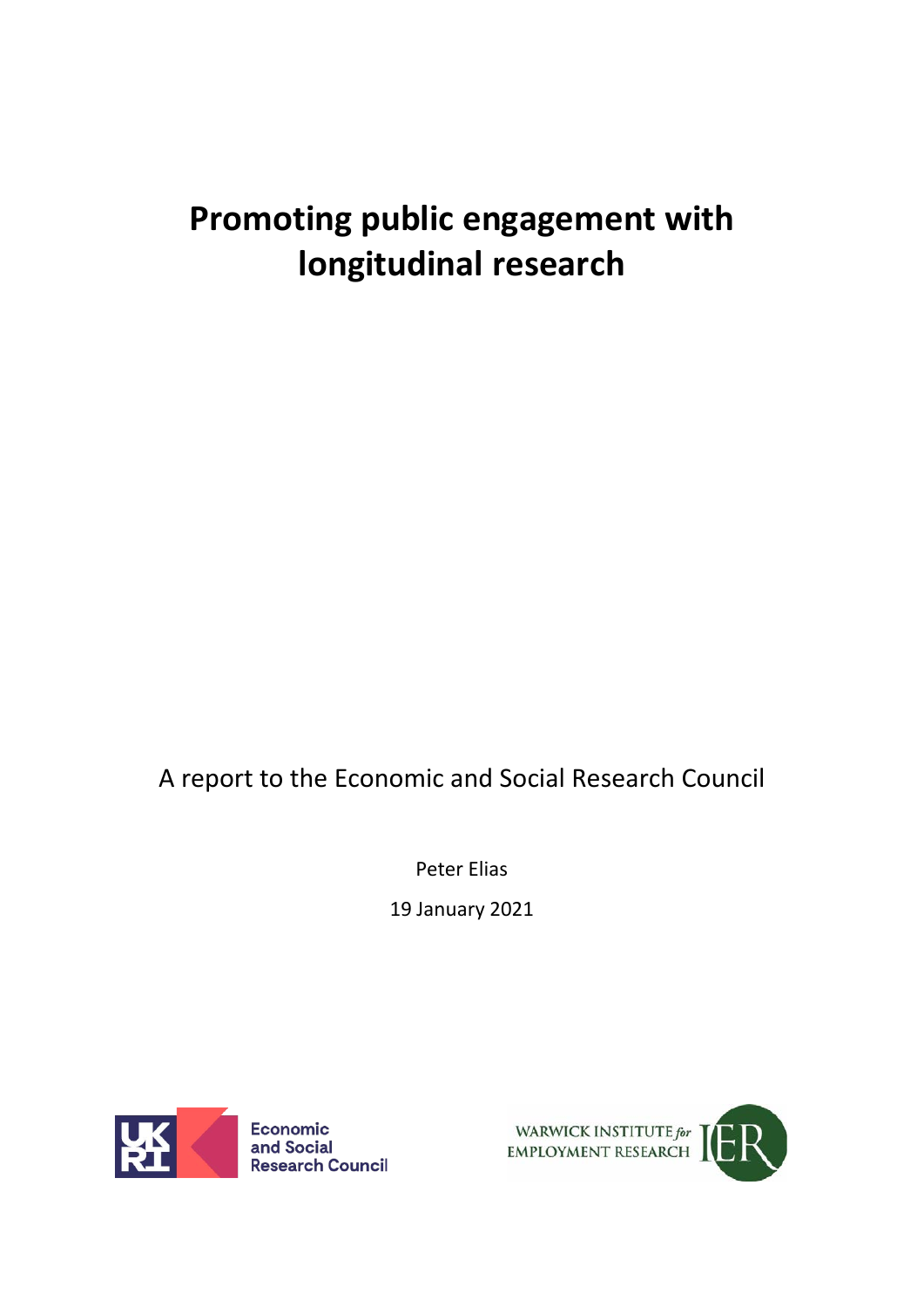# Promoting public engagement with longitudinal research

A report to the Economic and Social Research Council

Peter Elias

19 January 2021

Economic and Social Research Council

WARWICK INSTITUTE for EMPLOYMENT RESEARCH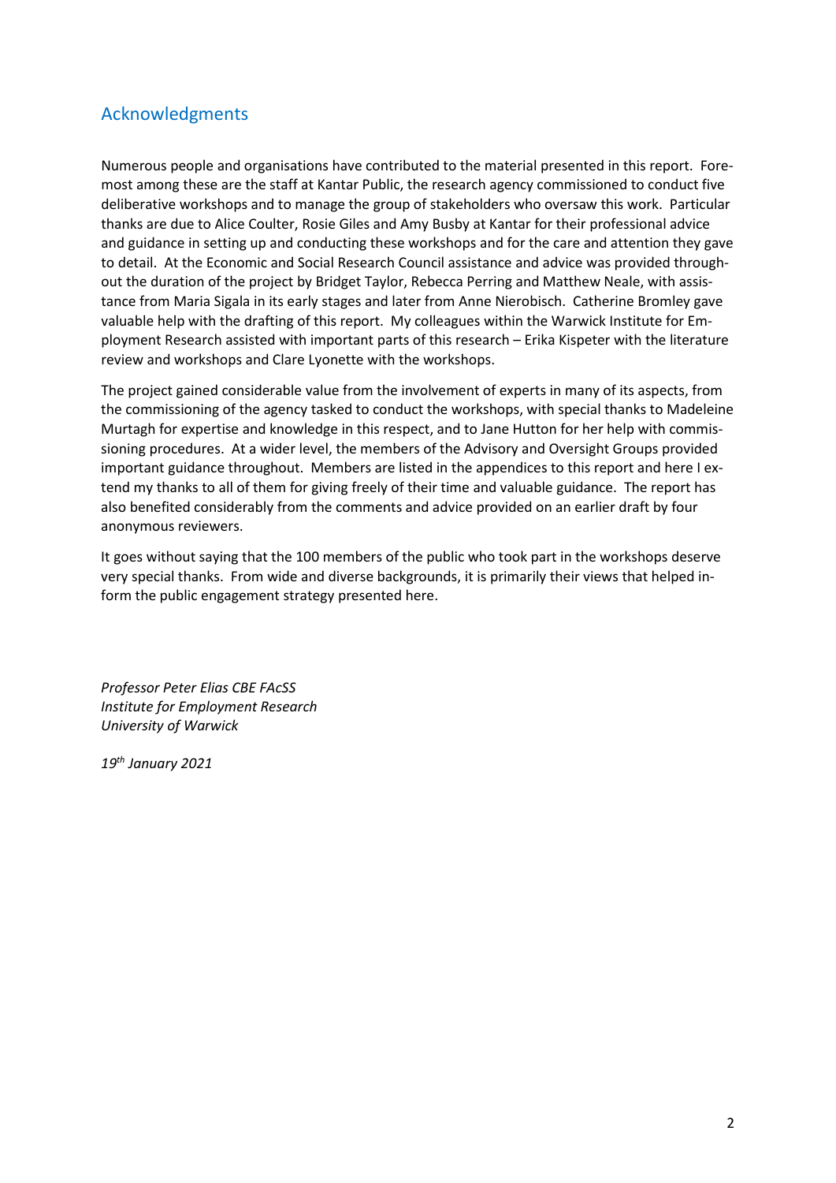## Acknowledgments

Numerous people and organisations have contributed to the material presented in this report. Foremost among these are the staff at Kantar Public, the research agency commissioned to conduct five deliberative workshops and to manage the group of stakeholders who oversaw this work. Particular thanks are due to Alice Coulter, Rosie Giles and Amy Busby at Kantar for their professional advice and guidance in setting up and conducting these workshops and for the care and attention they gave to detail. At the Economic and Social Research Council assistance and advice was provided throughout the duration of the project by Bridget Taylor, Rebecca Perring and Matthew Neale, with assistance from Maria Sigala in its early stages and later from Anne Nierobisch. Catherine Bromley gave valuable help with the drafting of this report. My colleagues within the Warwick Institute for Employment Research assisted with important parts of this research – Erika Kispeter with the literature review and workshops and Clare Lyonette with the workshops.

The project gained considerable value from the involvement of experts in many of its aspects, from the commissioning of the agency tasked to conduct the workshops, with special thanks to Madeleine Murtagh for expertise and knowledge in this respect, and to Jane Hutton for her help with commissioning procedures. At a wider level, the members of the Advisory and Oversight Groups provided important guidance throughout. Members are listed in the appendices to this report and here I extend my thanks to all of them for giving freely of their time and valuable guidance. The report has also benefited considerably from the comments and advice provided on an earlier draft by four anonymous reviewers.

It goes without saying that the 100 members of the public who took part in the workshops deserve very special thanks. From wide and diverse backgrounds, it is primarily their views that helped inform the public engagement strategy presented here.

*Professor Peter Elias CBE FAcSS*
*Institute for Employment Research*
*University of Warwick*

*19th January 2021*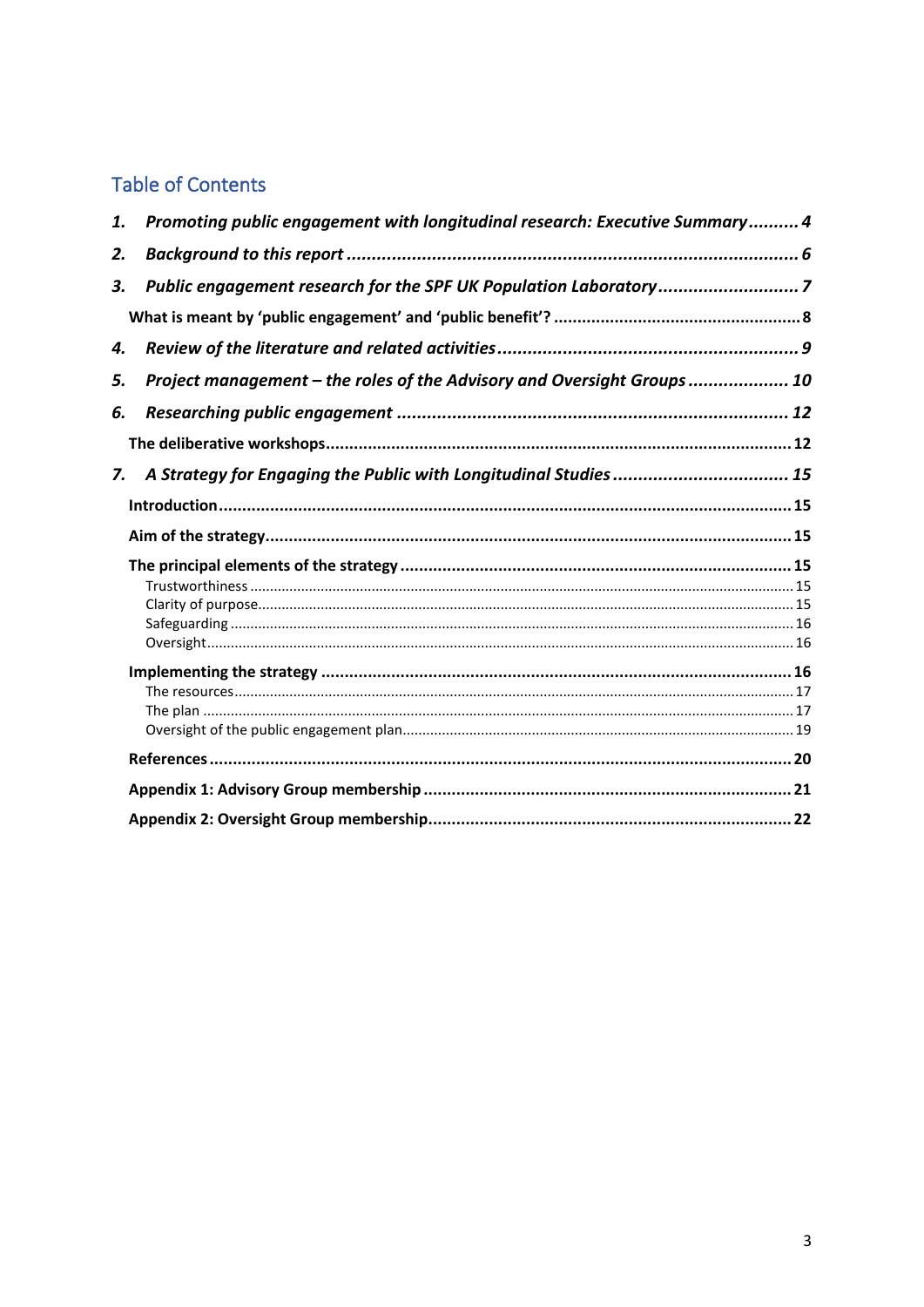# Table of Contents

1. ***Promoting public engagement with longitudinal research: Executive Summary*** .......... 4
2. ***Background to this report*** .......... 6
3. ***Public engagement research for the SPF UK Population Laboratory*** .......... 7
   - **What is meant by 'public engagement' and 'public benefit'?** .......... 8
4. ***Review of the literature and related activities*** .......... 9
5. ***Project management – the roles of the Advisory and Oversight Groups*** .......... 10
6. ***Researching public engagement*** .......... 12
   - **The deliberative workshops** .......... 12
7. ***A Strategy for Engaging the Public with Longitudinal Studies*** .......... 15
   - **Introduction** .......... 15
   - **Aim of the strategy** .......... 15
   - **The principal elements of the strategy** .......... 15
     - Trustworthiness .......... 15
     - Clarity of purpose .......... 15
     - Safeguarding .......... 16
     - Oversight .......... 16
   - **Implementing the strategy** .......... 16
     - The resources .......... 17
     - The plan .......... 17
     - Oversight of the public engagement plan .......... 19
   - **References** .......... 20
   - **Appendix 1: Advisory Group membership** .......... 21
   - **Appendix 2: Oversight Group membership** .......... 22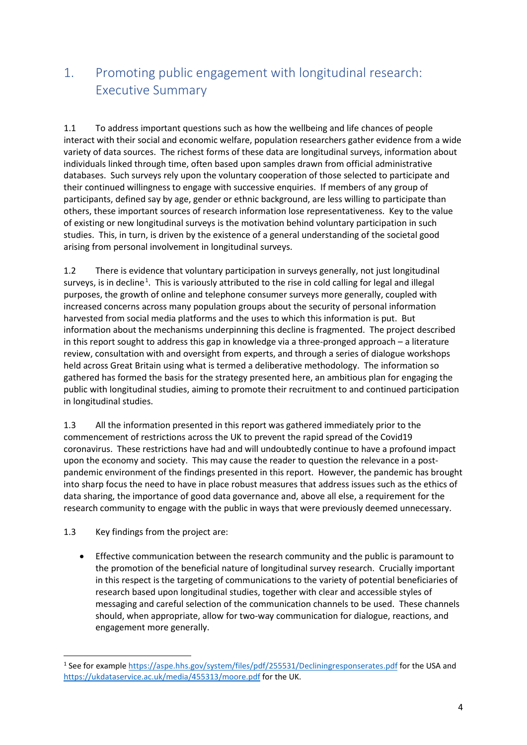# 1. Promoting public engagement with longitudinal research: Executive Summary

1.1 To address important questions such as how the wellbeing and life chances of people interact with their social and economic welfare, population researchers gather evidence from a wide variety of data sources. The richest forms of these data are longitudinal surveys, information about individuals linked through time, often based upon samples drawn from official administrative databases. Such surveys rely upon the voluntary cooperation of those selected to participate and their continued willingness to engage with successive enquiries. If members of any group of participants, defined say by age, gender or ethnic background, are less willing to participate than others, these important sources of research information lose representativeness. Key to the value of existing or new longitudinal surveys is the motivation behind voluntary participation in such studies. This, in turn, is driven by the existence of a general understanding of the societal good arising from personal involvement in longitudinal surveys.

1.2 There is evidence that voluntary participation in surveys generally, not just longitudinal surveys, is in decline[1]. This is variously attributed to the rise in cold calling for legal and illegal purposes, the growth of online and telephone consumer surveys more generally, coupled with increased concerns across many population groups about the security of personal information harvested from social media platforms and the uses to which this information is put. But information about the mechanisms underpinning this decline is fragmented. The project described in this report sought to address this gap in knowledge via a three-pronged approach – a literature review, consultation with and oversight from experts, and through a series of dialogue workshops held across Great Britain using what is termed a deliberative methodology. The information so gathered has formed the basis for the strategy presented here, an ambitious plan for engaging the public with longitudinal studies, aiming to promote their recruitment to and continued participation in longitudinal studies.

1.3 All the information presented in this report was gathered immediately prior to the commencement of restrictions across the UK to prevent the rapid spread of the Covid19 coronavirus. These restrictions have had and will undoubtedly continue to have a profound impact upon the economy and society. This may cause the reader to question the relevance in a post-pandemic environment of the findings presented in this report. However, the pandemic has brought into sharp focus the need to have in place robust measures that address issues such as the ethics of data sharing, the importance of good data governance and, above all else, a requirement for the research community to engage with the public in ways that were previously deemed unnecessary.

1.3 Key findings from the project are:

- Effective communication between the research community and the public is paramount to the promotion of the beneficial nature of longitudinal survey research. Crucially important in this respect is the targeting of communications to the variety of potential beneficiaries of research based upon longitudinal studies, together with clear and accessible styles of messaging and careful selection of the communication channels to be used. These channels should, when appropriate, allow for two-way communication for dialogue, reactions, and engagement more generally.

[1] See for example https://aspe.hhs.gov/system/files/pdf/255531/Decliningresponserates.pdf for the USA and https://ukdataservice.ac.uk/media/455313/moore.pdf for the UK.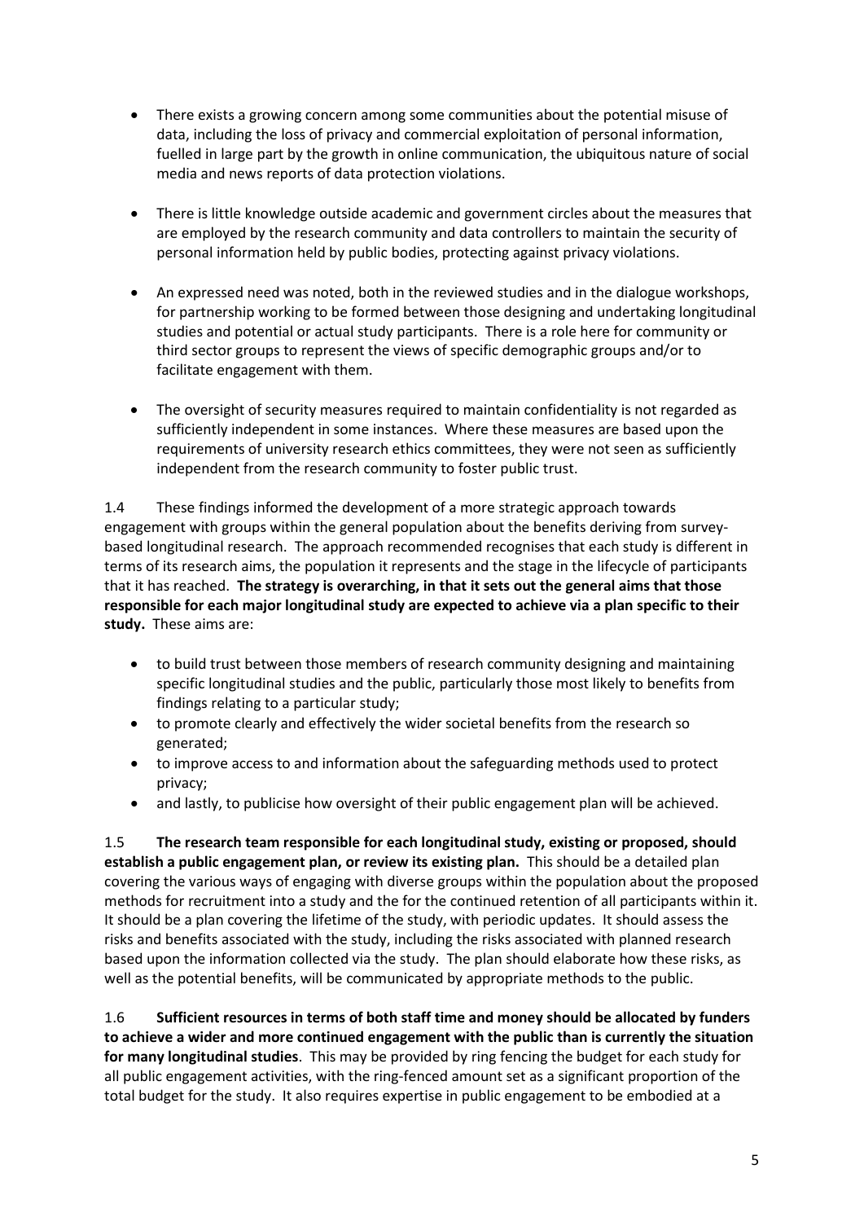- There exists a growing concern among some communities about the potential misuse of data, including the loss of privacy and commercial exploitation of personal information, fuelled in large part by the growth in online communication, the ubiquitous nature of social media and news reports of data protection violations.

- There is little knowledge outside academic and government circles about the measures that are employed by the research community and data controllers to maintain the security of personal information held by public bodies, protecting against privacy violations.

- An expressed need was noted, both in the reviewed studies and in the dialogue workshops, for partnership working to be formed between those designing and undertaking longitudinal studies and potential or actual study participants. There is a role here for community or third sector groups to represent the views of specific demographic groups and/or to facilitate engagement with them.

- The oversight of security measures required to maintain confidentiality is not regarded as sufficiently independent in some instances. Where these measures are based upon the requirements of university research ethics committees, they were not seen as sufficiently independent from the research community to foster public trust.

1.4 These findings informed the development of a more strategic approach towards engagement with groups within the general population about the benefits deriving from survey-based longitudinal research. The approach recommended recognises that each study is different in terms of its research aims, the population it represents and the stage in the lifecycle of participants that it has reached. **The strategy is overarching, in that it sets out the general aims that those responsible for each major longitudinal study are expected to achieve via a plan specific to their study.** These aims are:

- to build trust between those members of research community designing and maintaining specific longitudinal studies and the public, particularly those most likely to benefits from findings relating to a particular study;
- to promote clearly and effectively the wider societal benefits from the research so generated;
- to improve access to and information about the safeguarding methods used to protect privacy;
- and lastly, to publicise how oversight of their public engagement plan will be achieved.

1.5 **The research team responsible for each longitudinal study, existing or proposed, should establish a public engagement plan, or review its existing plan.** This should be a detailed plan covering the various ways of engaging with diverse groups within the population about the proposed methods for recruitment into a study and the for the continued retention of all participants within it. It should be a plan covering the lifetime of the study, with periodic updates. It should assess the risks and benefits associated with the study, including the risks associated with planned research based upon the information collected via the study. The plan should elaborate how these risks, as well as the potential benefits, will be communicated by appropriate methods to the public.

1.6 **Sufficient resources in terms of both staff time and money should be allocated by funders to achieve a wider and more continued engagement with the public than is currently the situation for many longitudinal studies**. This may be provided by ring fencing the budget for each study for all public engagement activities, with the ring-fenced amount set as a significant proportion of the total budget for the study. It also requires expertise in public engagement to be embodied at a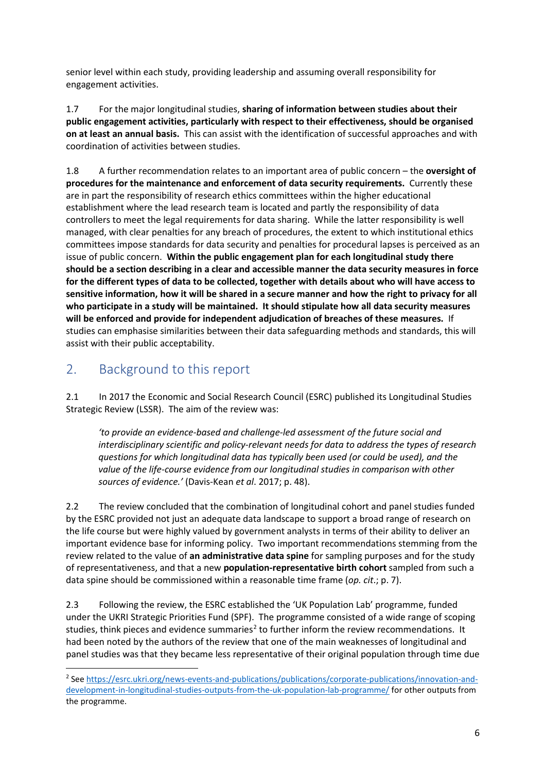senior level within each study, providing leadership and assuming overall responsibility for engagement activities.

1.7 For the major longitudinal studies, **sharing of information between studies about their public engagement activities, particularly with respect to their effectiveness, should be organised on at least an annual basis.** This can assist with the identification of successful approaches and with coordination of activities between studies.

1.8 A further recommendation relates to an important area of public concern – the **oversight of procedures for the maintenance and enforcement of data security requirements.** Currently these are in part the responsibility of research ethics committees within the higher educational establishment where the lead research team is located and partly the responsibility of data controllers to meet the legal requirements for data sharing. While the latter responsibility is well managed, with clear penalties for any breach of procedures, the extent to which institutional ethics committees impose standards for data security and penalties for procedural lapses is perceived as an issue of public concern. **Within the public engagement plan for each longitudinal study there should be a section describing in a clear and accessible manner the data security measures in force for the different types of data to be collected, together with details about who will have access to sensitive information, how it will be shared in a secure manner and how the right to privacy for all who participate in a study will be maintained. It should stipulate how all data security measures will be enforced and provide for independent adjudication of breaches of these measures.** If studies can emphasise similarities between their data safeguarding methods and standards, this will assist with their public acceptability.

## 2. Background to this report

2.1 In 2017 the Economic and Social Research Council (ESRC) published its Longitudinal Studies Strategic Review (LSSR). The aim of the review was:

> *'to provide an evidence-based and challenge-led assessment of the future social and interdisciplinary scientific and policy-relevant needs for data to address the types of research questions for which longitudinal data has typically been used (or could be used), and the value of the life-course evidence from our longitudinal studies in comparison with other sources of evidence.'* (Davis-Kean *et al*. 2017; p. 48).

2.2 The review concluded that the combination of longitudinal cohort and panel studies funded by the ESRC provided not just an adequate data landscape to support a broad range of research on the life course but were highly valued by government analysts in terms of their ability to deliver an important evidence base for informing policy. Two important recommendations stemming from the review related to the value of **an administrative data spine** for sampling purposes and for the study of representativeness, and that a new **population-representative birth cohort** sampled from such a data spine should be commissioned within a reasonable time frame (*op. cit.*; p. 7).

2.3 Following the review, the ESRC established the 'UK Population Lab' programme, funded under the UKRI Strategic Priorities Fund (SPF). The programme consisted of a wide range of scoping studies, think pieces and evidence summaries[2] to further inform the review recommendations. It had been noted by the authors of the review that one of the main weaknesses of longitudinal and panel studies was that they became less representative of their original population through time due

[2] See https://esrc.ukri.org/news-events-and-publications/publications/corporate-publications/innovation-and-development-in-longitudinal-studies-outputs-from-the-uk-population-lab-programme/ for other outputs from the programme.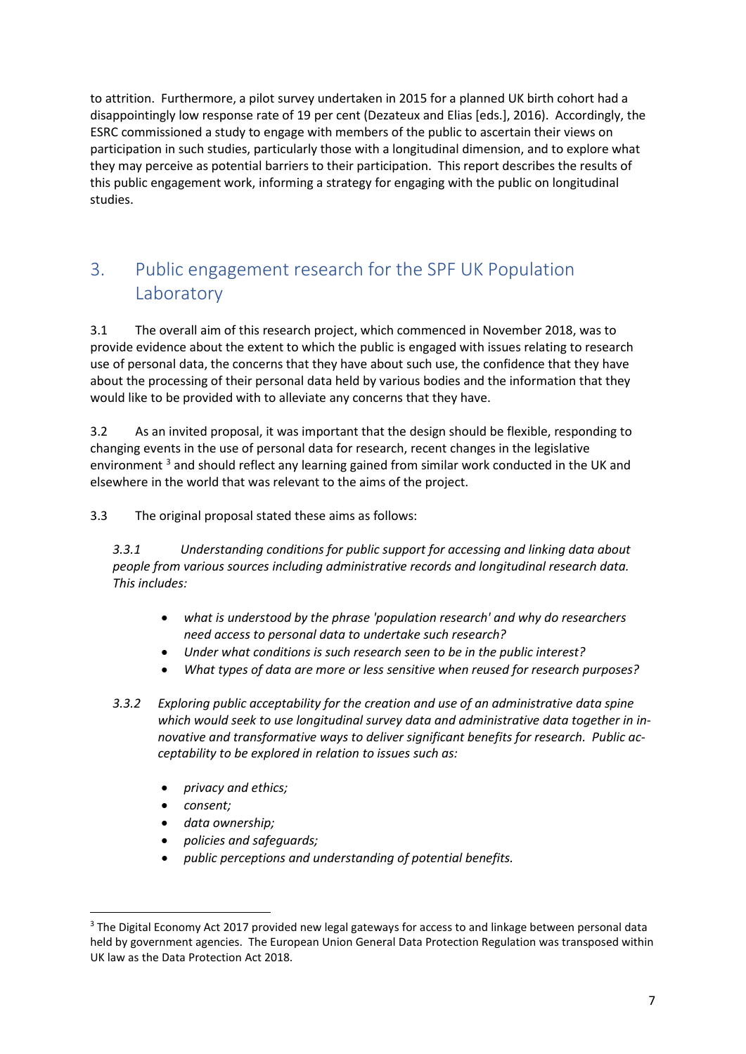to attrition. Furthermore, a pilot survey undertaken in 2015 for a planned UK birth cohort had a disappointingly low response rate of 19 per cent (Dezateux and Elias [eds.], 2016). Accordingly, the ESRC commissioned a study to engage with members of the public to ascertain their views on participation in such studies, particularly those with a longitudinal dimension, and to explore what they may perceive as potential barriers to their participation. This report describes the results of this public engagement work, informing a strategy for engaging with the public on longitudinal studies.

## 3. Public engagement research for the SPF UK Population Laboratory

3.1 The overall aim of this research project, which commenced in November 2018, was to provide evidence about the extent to which the public is engaged with issues relating to research use of personal data, the concerns that they have about such use, the confidence that they have about the processing of their personal data held by various bodies and the information that they would like to be provided with to alleviate any concerns that they have.

3.2 As an invited proposal, it was important that the design should be flexible, responding to changing events in the use of personal data for research, recent changes in the legislative environment [3] and should reflect any learning gained from similar work conducted in the UK and elsewhere in the world that was relevant to the aims of the project.

3.3 The original proposal stated these aims as follows:

*3.3.1 Understanding conditions for public support for accessing and linking data about people from various sources including administrative records and longitudinal research data. This includes:*

- *what is understood by the phrase 'population research' and why do researchers need access to personal data to undertake such research?*
- *Under what conditions is such research seen to be in the public interest?*
- *What types of data are more or less sensitive when reused for research purposes?*

*3.3.2 Exploring public acceptability for the creation and use of an administrative data spine which would seek to use longitudinal survey data and administrative data together in innovative and transformative ways to deliver significant benefits for research. Public acceptability to be explored in relation to issues such as:*

- *privacy and ethics;*
- *consent;*
- *data ownership;*
- *policies and safeguards;*
- *public perceptions and understanding of potential benefits.*

---

[3] The Digital Economy Act 2017 provided new legal gateways for access to and linkage between personal data held by government agencies. The European Union General Data Protection Regulation was transposed within UK law as the Data Protection Act 2018.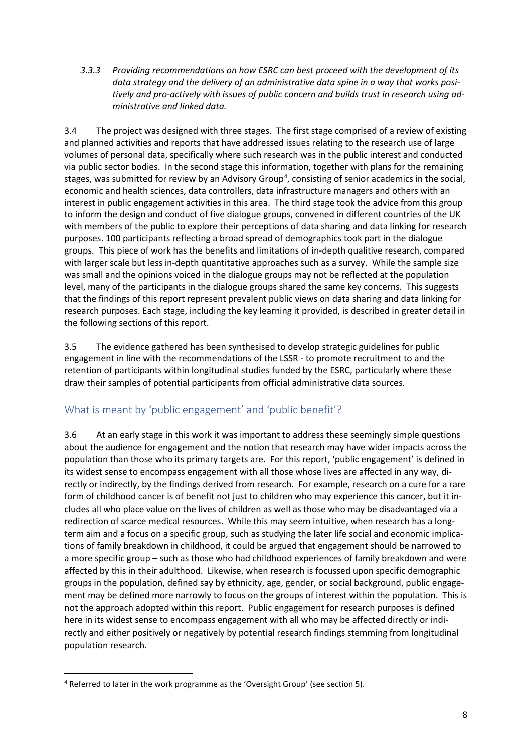*3.3.3 Providing recommendations on how ESRC can best proceed with the development of its data strategy and the delivery of an administrative data spine in a way that works positively and pro-actively with issues of public concern and builds trust in research using administrative and linked data.*

3.4 The project was designed with three stages. The first stage comprised of a review of existing and planned activities and reports that have addressed issues relating to the research use of large volumes of personal data, specifically where such research was in the public interest and conducted via public sector bodies. In the second stage this information, together with plans for the remaining stages, was submitted for review by an Advisory Group[4], consisting of senior academics in the social, economic and health sciences, data controllers, data infrastructure managers and others with an interest in public engagement activities in this area. The third stage took the advice from this group to inform the design and conduct of five dialogue groups, convened in different countries of the UK with members of the public to explore their perceptions of data sharing and data linking for research purposes. 100 participants reflecting a broad spread of demographics took part in the dialogue groups. This piece of work has the benefits and limitations of in-depth qualitive research, compared with larger scale but less in-depth quantitative approaches such as a survey. While the sample size was small and the opinions voiced in the dialogue groups may not be reflected at the population level, many of the participants in the dialogue groups shared the same key concerns. This suggests that the findings of this report represent prevalent public views on data sharing and data linking for research purposes. Each stage, including the key learning it provided, is described in greater detail in the following sections of this report.

3.5 The evidence gathered has been synthesised to develop strategic guidelines for public engagement in line with the recommendations of the LSSR - to promote recruitment to and the retention of participants within longitudinal studies funded by the ESRC, particularly where these draw their samples of potential participants from official administrative data sources.

## What is meant by 'public engagement' and 'public benefit'?

3.6 At an early stage in this work it was important to address these seemingly simple questions about the audience for engagement and the notion that research may have wider impacts across the population than those who its primary targets are. For this report, 'public engagement' is defined in its widest sense to encompass engagement with all those whose lives are affected in any way, directly or indirectly, by the findings derived from research. For example, research on a cure for a rare form of childhood cancer is of benefit not just to children who may experience this cancer, but it includes all who place value on the lives of children as well as those who may be disadvantaged via a redirection of scarce medical resources. While this may seem intuitive, when research has a long-term aim and a focus on a specific group, such as studying the later life social and economic implications of family breakdown in childhood, it could be argued that engagement should be narrowed to a more specific group – such as those who had childhood experiences of family breakdown and were affected by this in their adulthood. Likewise, when research is focussed upon specific demographic groups in the population, defined say by ethnicity, age, gender, or social background, public engagement may be defined more narrowly to focus on the groups of interest within the population. This is not the approach adopted within this report. Public engagement for research purposes is defined here in its widest sense to encompass engagement with all who may be affected directly or indirectly and either positively or negatively by potential research findings stemming from longitudinal population research.

[4] Referred to later in the work programme as the 'Oversight Group' (see section 5).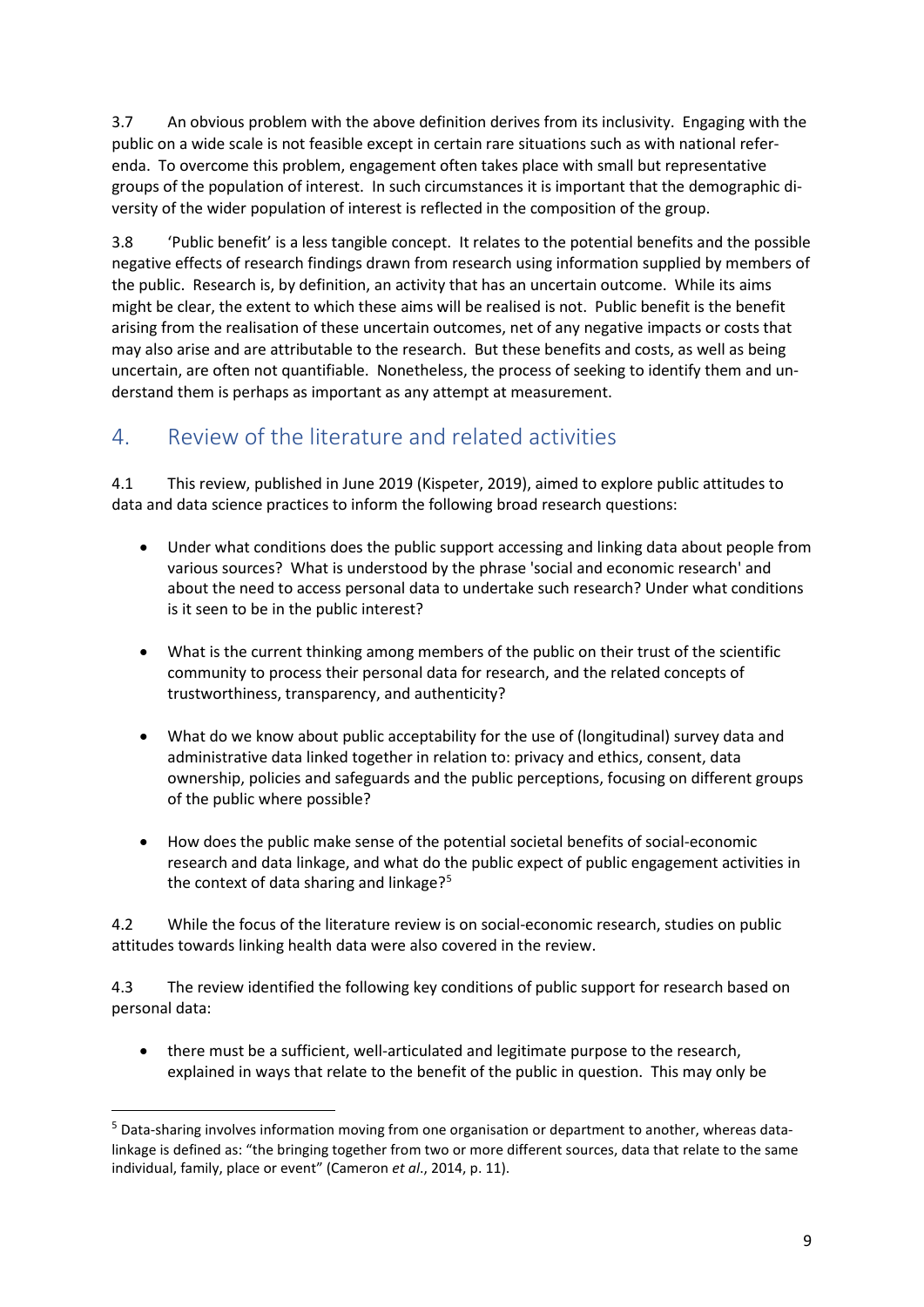3.7 An obvious problem with the above definition derives from its inclusivity. Engaging with the public on a wide scale is not feasible except in certain rare situations such as with national referenda. To overcome this problem, engagement often takes place with small but representative groups of the population of interest. In such circumstances it is important that the demographic diversity of the wider population of interest is reflected in the composition of the group.

3.8 'Public benefit' is a less tangible concept. It relates to the potential benefits and the possible negative effects of research findings drawn from research using information supplied by members of the public. Research is, by definition, an activity that has an uncertain outcome. While its aims might be clear, the extent to which these aims will be realised is not. Public benefit is the benefit arising from the realisation of these uncertain outcomes, net of any negative impacts or costs that may also arise and are attributable to the research. But these benefits and costs, as well as being uncertain, are often not quantifiable. Nonetheless, the process of seeking to identify them and understand them is perhaps as important as any attempt at measurement.

## 4. Review of the literature and related activities

4.1 This review, published in June 2019 (Kispeter, 2019), aimed to explore public attitudes to data and data science practices to inform the following broad research questions:

- Under what conditions does the public support accessing and linking data about people from various sources? What is understood by the phrase 'social and economic research' and about the need to access personal data to undertake such research? Under what conditions is it seen to be in the public interest?
- What is the current thinking among members of the public on their trust of the scientific community to process their personal data for research, and the related concepts of trustworthiness, transparency, and authenticity?
- What do we know about public acceptability for the use of (longitudinal) survey data and administrative data linked together in relation to: privacy and ethics, consent, data ownership, policies and safeguards and the public perceptions, focusing on different groups of the public where possible?
- How does the public make sense of the potential societal benefits of social-economic research and data linkage, and what do the public expect of public engagement activities in the context of data sharing and linkage?[5]

4.2 While the focus of the literature review is on social-economic research, studies on public attitudes towards linking health data were also covered in the review.

4.3 The review identified the following key conditions of public support for research based on personal data:

- there must be a sufficient, well-articulated and legitimate purpose to the research, explained in ways that relate to the benefit of the public in question. This may only be

[5] Data-sharing involves information moving from one organisation or department to another, whereas data-linkage is defined as: "the bringing together from two or more different sources, data that relate to the same individual, family, place or event" (Cameron *et al*., 2014, p. 11).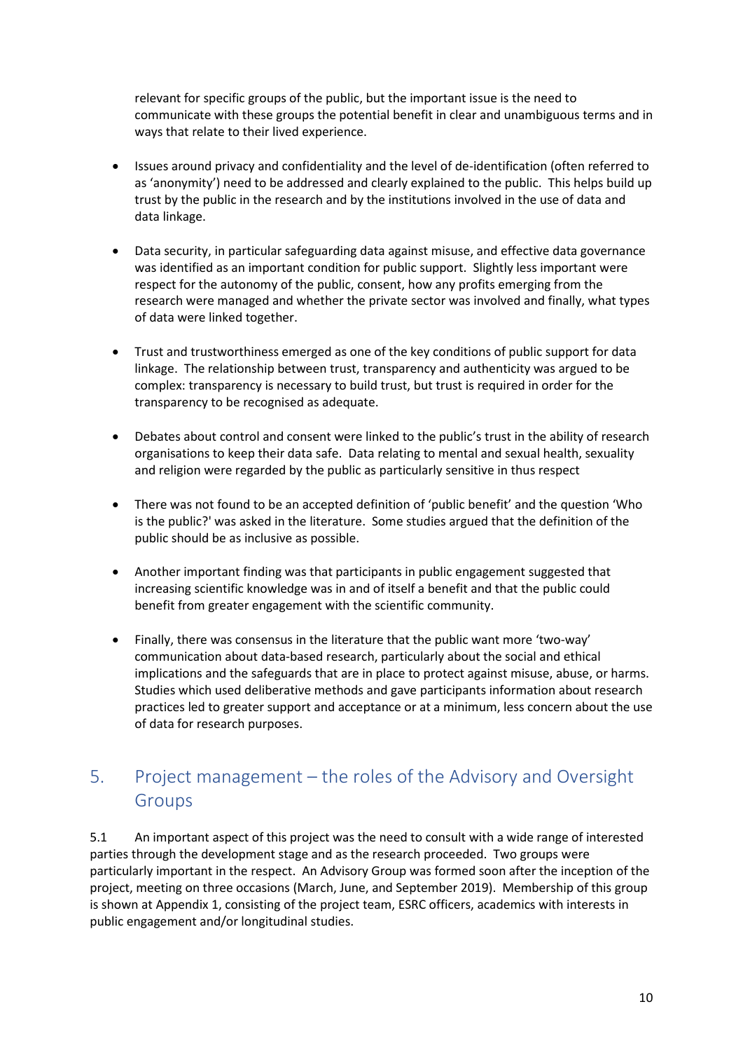relevant for specific groups of the public, but the important issue is the need to communicate with these groups the potential benefit in clear and unambiguous terms and in ways that relate to their lived experience.

- Issues around privacy and confidentiality and the level of de-identification (often referred to as 'anonymity') need to be addressed and clearly explained to the public. This helps build up trust by the public in the research and by the institutions involved in the use of data and data linkage.

- Data security, in particular safeguarding data against misuse, and effective data governance was identified as an important condition for public support. Slightly less important were respect for the autonomy of the public, consent, how any profits emerging from the research were managed and whether the private sector was involved and finally, what types of data were linked together.

- Trust and trustworthiness emerged as one of the key conditions of public support for data linkage. The relationship between trust, transparency and authenticity was argued to be complex: transparency is necessary to build trust, but trust is required in order for the transparency to be recognised as adequate.

- Debates about control and consent were linked to the public's trust in the ability of research organisations to keep their data safe. Data relating to mental and sexual health, sexuality and religion were regarded by the public as particularly sensitive in thus respect

- There was not found to be an accepted definition of 'public benefit' and the question 'Who is the public?' was asked in the literature. Some studies argued that the definition of the public should be as inclusive as possible.

- Another important finding was that participants in public engagement suggested that increasing scientific knowledge was in and of itself a benefit and that the public could benefit from greater engagement with the scientific community.

- Finally, there was consensus in the literature that the public want more 'two-way' communication about data-based research, particularly about the social and ethical implications and the safeguards that are in place to protect against misuse, abuse, or harms. Studies which used deliberative methods and gave participants information about research practices led to greater support and acceptance or at a minimum, less concern about the use of data for research purposes.

## 5. Project management – the roles of the Advisory and Oversight Groups

5.1 An important aspect of this project was the need to consult with a wide range of interested parties through the development stage and as the research proceeded. Two groups were particularly important in the respect. An Advisory Group was formed soon after the inception of the project, meeting on three occasions (March, June, and September 2019). Membership of this group is shown at Appendix 1, consisting of the project team, ESRC officers, academics with interests in public engagement and/or longitudinal studies.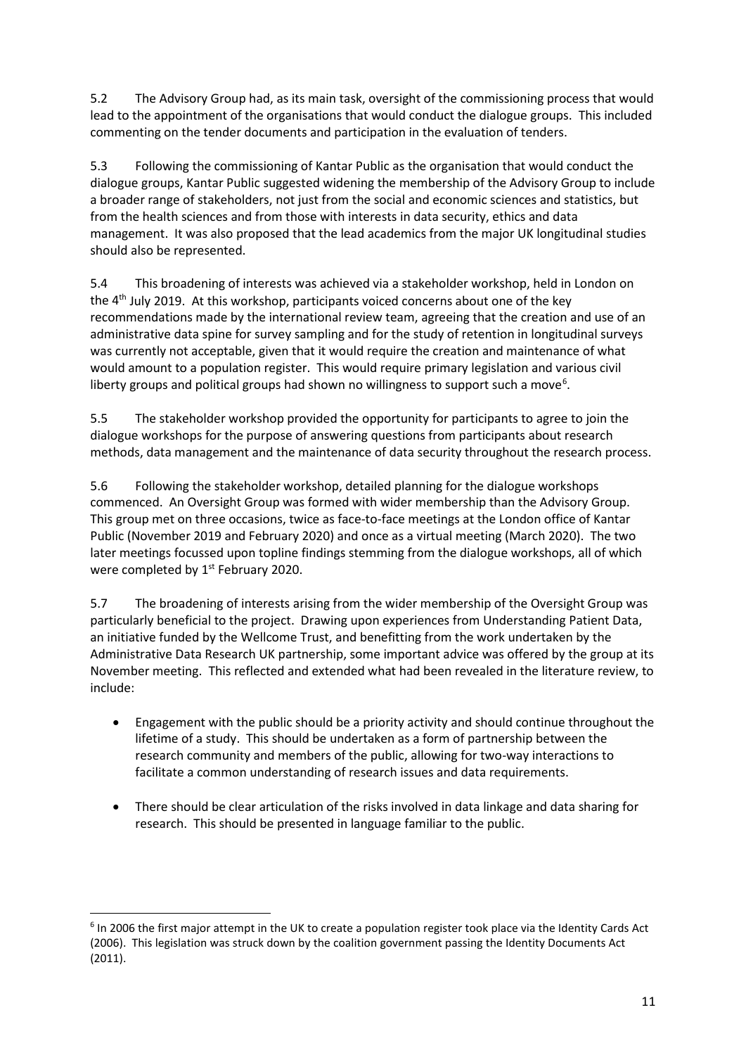5.2 The Advisory Group had, as its main task, oversight of the commissioning process that would lead to the appointment of the organisations that would conduct the dialogue groups. This included commenting on the tender documents and participation in the evaluation of tenders.

5.3 Following the commissioning of Kantar Public as the organisation that would conduct the dialogue groups, Kantar Public suggested widening the membership of the Advisory Group to include a broader range of stakeholders, not just from the social and economic sciences and statistics, but from the health sciences and from those with interests in data security, ethics and data management. It was also proposed that the lead academics from the major UK longitudinal studies should also be represented.

5.4 This broadening of interests was achieved via a stakeholder workshop, held in London on the 4th July 2019. At this workshop, participants voiced concerns about one of the key recommendations made by the international review team, agreeing that the creation and use of an administrative data spine for survey sampling and for the study of retention in longitudinal surveys was currently not acceptable, given that it would require the creation and maintenance of what would amount to a population register. This would require primary legislation and various civil liberty groups and political groups had shown no willingness to support such a move[6].

5.5 The stakeholder workshop provided the opportunity for participants to agree to join the dialogue workshops for the purpose of answering questions from participants about research methods, data management and the maintenance of data security throughout the research process.

5.6 Following the stakeholder workshop, detailed planning for the dialogue workshops commenced. An Oversight Group was formed with wider membership than the Advisory Group. This group met on three occasions, twice as face-to-face meetings at the London office of Kantar Public (November 2019 and February 2020) and once as a virtual meeting (March 2020). The two later meetings focussed upon topline findings stemming from the dialogue workshops, all of which were completed by 1st February 2020.

5.7 The broadening of interests arising from the wider membership of the Oversight Group was particularly beneficial to the project. Drawing upon experiences from Understanding Patient Data, an initiative funded by the Wellcome Trust, and benefitting from the work undertaken by the Administrative Data Research UK partnership, some important advice was offered by the group at its November meeting. This reflected and extended what had been revealed in the literature review, to include:

- Engagement with the public should be a priority activity and should continue throughout the lifetime of a study. This should be undertaken as a form of partnership between the research community and members of the public, allowing for two-way interactions to facilitate a common understanding of research issues and data requirements.

- There should be clear articulation of the risks involved in data linkage and data sharing for research. This should be presented in language familiar to the public.

[6] In 2006 the first major attempt in the UK to create a population register took place via the Identity Cards Act (2006). This legislation was struck down by the coalition government passing the Identity Documents Act (2011).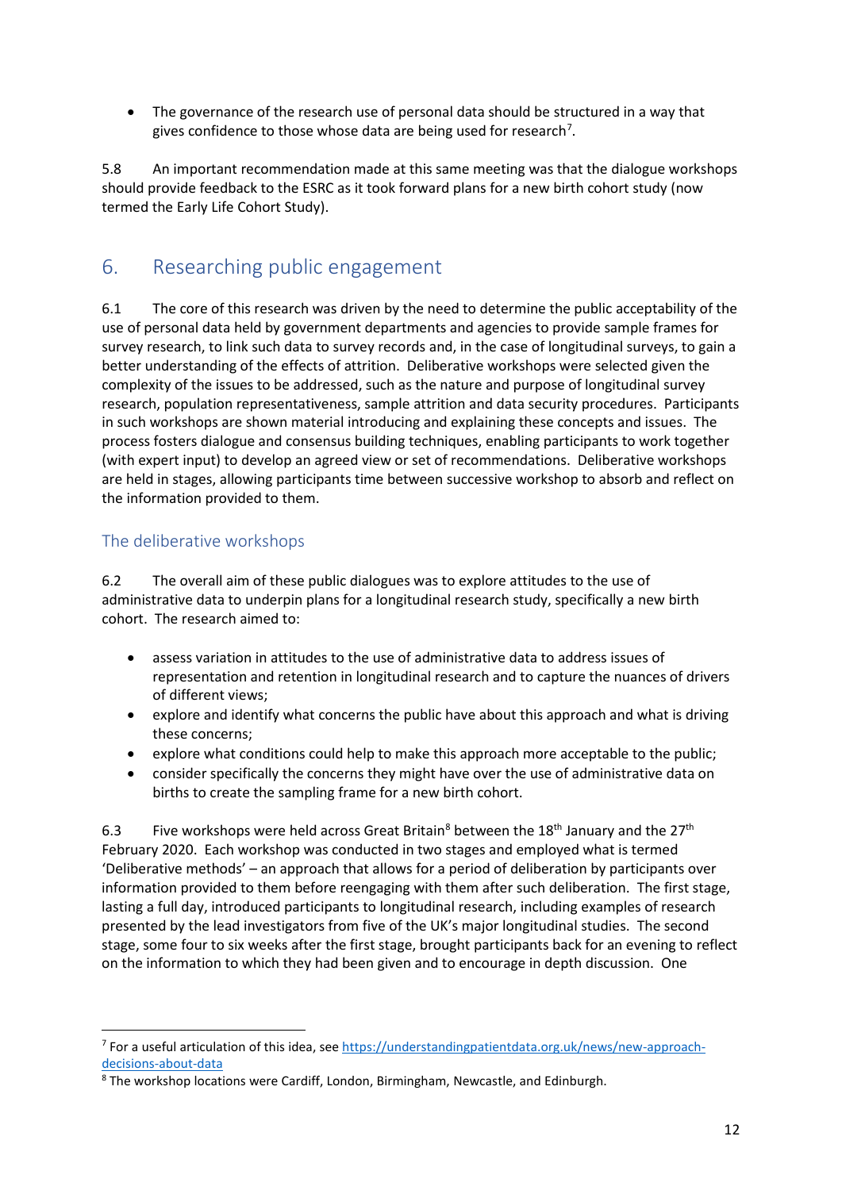- The governance of the research use of personal data should be structured in a way that gives confidence to those whose data are being used for research[7].

5.8 An important recommendation made at this same meeting was that the dialogue workshops should provide feedback to the ESRC as it took forward plans for a new birth cohort study (now termed the Early Life Cohort Study).

## 6. Researching public engagement

6.1 The core of this research was driven by the need to determine the public acceptability of the use of personal data held by government departments and agencies to provide sample frames for survey research, to link such data to survey records and, in the case of longitudinal surveys, to gain a better understanding of the effects of attrition. Deliberative workshops were selected given the complexity of the issues to be addressed, such as the nature and purpose of longitudinal survey research, population representativeness, sample attrition and data security procedures. Participants in such workshops are shown material introducing and explaining these concepts and issues. The process fosters dialogue and consensus building techniques, enabling participants to work together (with expert input) to develop an agreed view or set of recommendations. Deliberative workshops are held in stages, allowing participants time between successive workshop to absorb and reflect on the information provided to them.

### The deliberative workshops

6.2 The overall aim of these public dialogues was to explore attitudes to the use of administrative data to underpin plans for a longitudinal research study, specifically a new birth cohort. The research aimed to:

- assess variation in attitudes to the use of administrative data to address issues of representation and retention in longitudinal research and to capture the nuances of drivers of different views;
- explore and identify what concerns the public have about this approach and what is driving these concerns;
- explore what conditions could help to make this approach more acceptable to the public;
- consider specifically the concerns they might have over the use of administrative data on births to create the sampling frame for a new birth cohort.

6.3 Five workshops were held across Great Britain[8] between the 18th January and the 27th February 2020. Each workshop was conducted in two stages and employed what is termed 'Deliberative methods' – an approach that allows for a period of deliberation by participants over information provided to them before reengaging with them after such deliberation. The first stage, lasting a full day, introduced participants to longitudinal research, including examples of research presented by the lead investigators from five of the UK's major longitudinal studies. The second stage, some four to six weeks after the first stage, brought participants back for an evening to reflect on the information to which they had been given and to encourage in depth discussion. One

---

[7] For a useful articulation of this idea, see https://understandingpatientdata.org.uk/news/new-approach-decisions-about-data

[8] The workshop locations were Cardiff, London, Birmingham, Newcastle, and Edinburgh.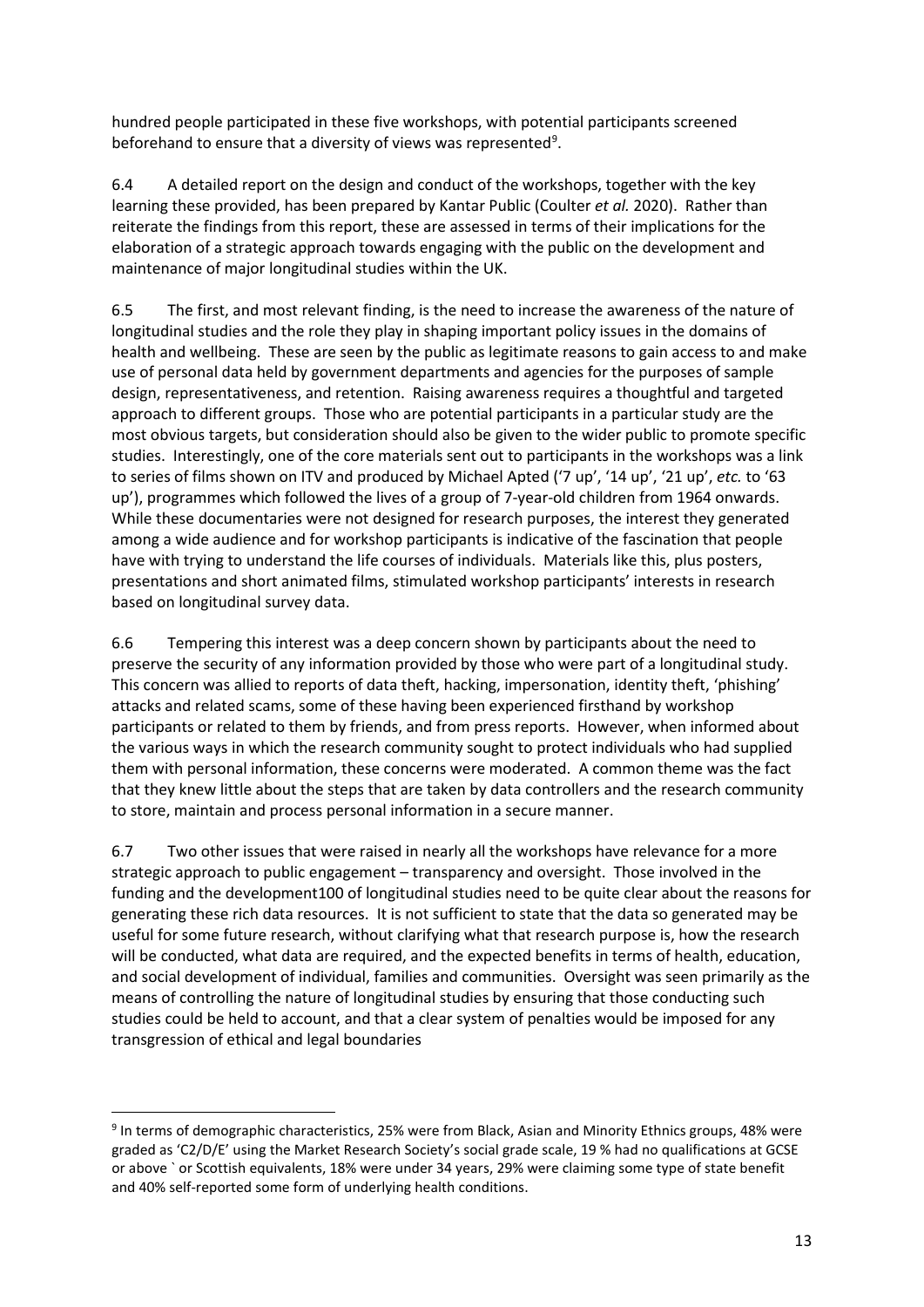hundred people participated in these five workshops, with potential participants screened beforehand to ensure that a diversity of views was represented[9].

6.4 A detailed report on the design and conduct of the workshops, together with the key learning these provided, has been prepared by Kantar Public (Coulter *et al.* 2020). Rather than reiterate the findings from this report, these are assessed in terms of their implications for the elaboration of a strategic approach towards engaging with the public on the development and maintenance of major longitudinal studies within the UK.

6.5 The first, and most relevant finding, is the need to increase the awareness of the nature of longitudinal studies and the role they play in shaping important policy issues in the domains of health and wellbeing. These are seen by the public as legitimate reasons to gain access to and make use of personal data held by government departments and agencies for the purposes of sample design, representativeness, and retention. Raising awareness requires a thoughtful and targeted approach to different groups. Those who are potential participants in a particular study are the most obvious targets, but consideration should also be given to the wider public to promote specific studies. Interestingly, one of the core materials sent out to participants in the workshops was a link to series of films shown on ITV and produced by Michael Apted ('7 up', '14 up', '21 up', *etc.* to '63 up'), programmes which followed the lives of a group of 7-year-old children from 1964 onwards. While these documentaries were not designed for research purposes, the interest they generated among a wide audience and for workshop participants is indicative of the fascination that people have with trying to understand the life courses of individuals. Materials like this, plus posters, presentations and short animated films, stimulated workshop participants' interests in research based on longitudinal survey data.

6.6 Tempering this interest was a deep concern shown by participants about the need to preserve the security of any information provided by those who were part of a longitudinal study. This concern was allied to reports of data theft, hacking, impersonation, identity theft, 'phishing' attacks and related scams, some of these having been experienced firsthand by workshop participants or related to them by friends, and from press reports. However, when informed about the various ways in which the research community sought to protect individuals who had supplied them with personal information, these concerns were moderated. A common theme was the fact that they knew little about the steps that are taken by data controllers and the research community to store, maintain and process personal information in a secure manner.

6.7 Two other issues that were raised in nearly all the workshops have relevance for a more strategic approach to public engagement – transparency and oversight. Those involved in the funding and the development100 of longitudinal studies need to be quite clear about the reasons for generating these rich data resources. It is not sufficient to state that the data so generated may be useful for some future research, without clarifying what that research purpose is, how the research will be conducted, what data are required, and the expected benefits in terms of health, education, and social development of individual, families and communities. Oversight was seen primarily as the means of controlling the nature of longitudinal studies by ensuring that those conducting such studies could be held to account, and that a clear system of penalties would be imposed for any transgression of ethical and legal boundaries

---

[9] In terms of demographic characteristics, 25% were from Black, Asian and Minority Ethnics groups, 48% were graded as 'C2/D/E' using the Market Research Society's social grade scale, 19 % had no qualifications at GCSE or above ` or Scottish equivalents, 18% were under 34 years, 29% were claiming some type of state benefit and 40% self-reported some form of underlying health conditions.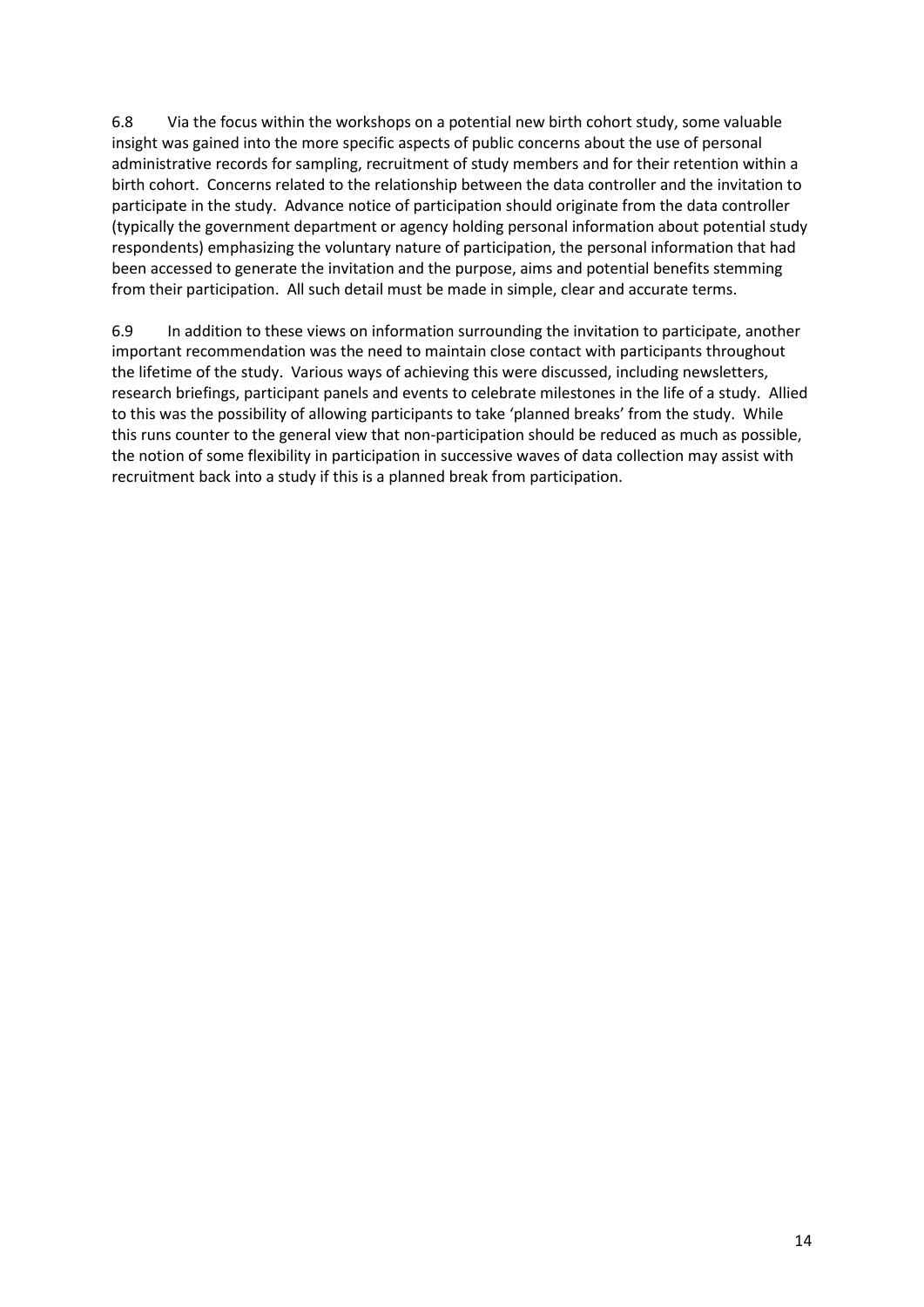6.8 Via the focus within the workshops on a potential new birth cohort study, some valuable insight was gained into the more specific aspects of public concerns about the use of personal administrative records for sampling, recruitment of study members and for their retention within a birth cohort. Concerns related to the relationship between the data controller and the invitation to participate in the study. Advance notice of participation should originate from the data controller (typically the government department or agency holding personal information about potential study respondents) emphasizing the voluntary nature of participation, the personal information that had been accessed to generate the invitation and the purpose, aims and potential benefits stemming from their participation. All such detail must be made in simple, clear and accurate terms.

6.9 In addition to these views on information surrounding the invitation to participate, another important recommendation was the need to maintain close contact with participants throughout the lifetime of the study. Various ways of achieving this were discussed, including newsletters, research briefings, participant panels and events to celebrate milestones in the life of a study. Allied to this was the possibility of allowing participants to take 'planned breaks' from the study. While this runs counter to the general view that non-participation should be reduced as much as possible, the notion of some flexibility in participation in successive waves of data collection may assist with recruitment back into a study if this is a planned break from participation.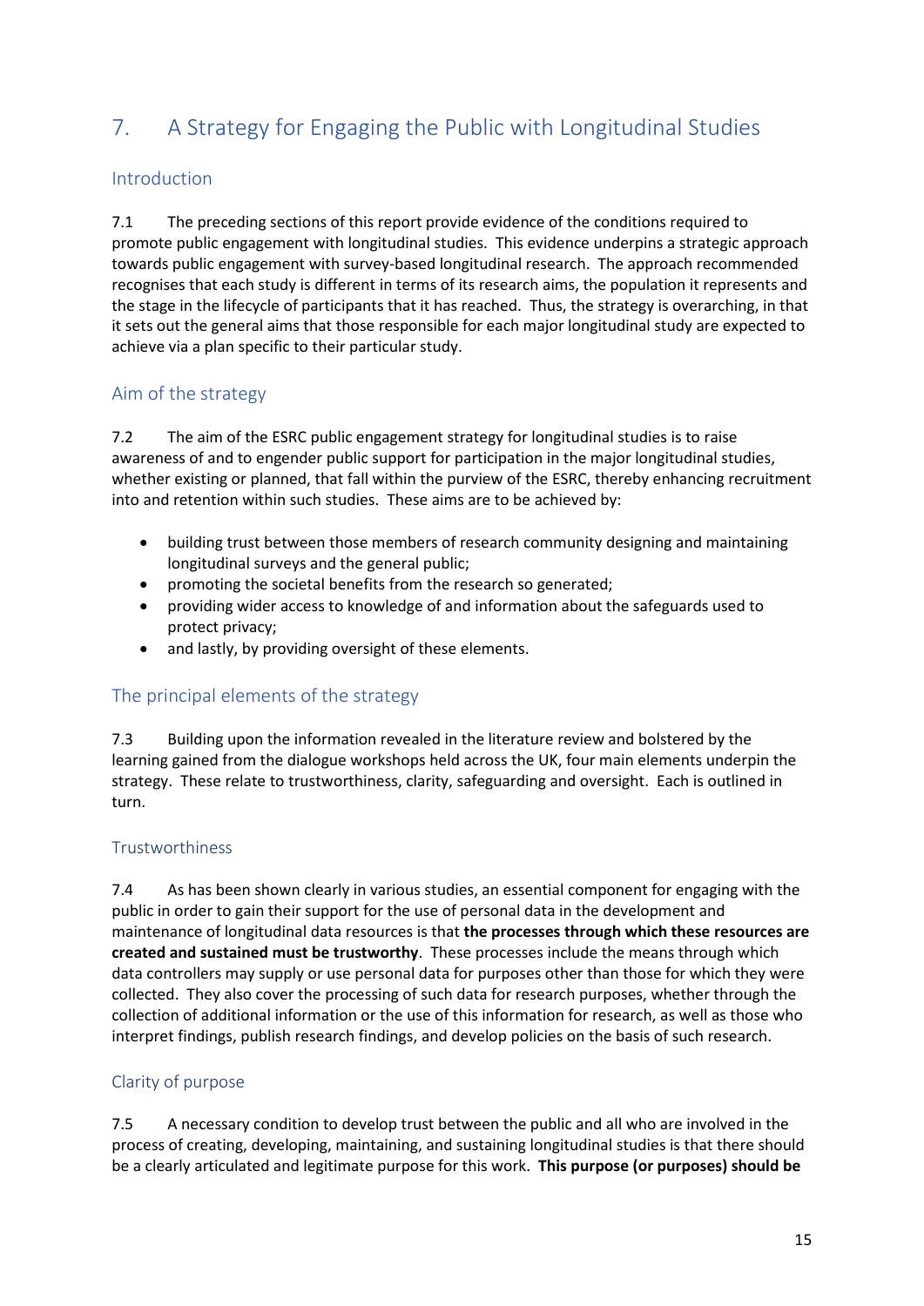# 7. A Strategy for Engaging the Public with Longitudinal Studies

## Introduction

7.1 The preceding sections of this report provide evidence of the conditions required to promote public engagement with longitudinal studies. This evidence underpins a strategic approach towards public engagement with survey-based longitudinal research. The approach recommended recognises that each study is different in terms of its research aims, the population it represents and the stage in the lifecycle of participants that it has reached. Thus, the strategy is overarching, in that it sets out the general aims that those responsible for each major longitudinal study are expected to achieve via a plan specific to their particular study.

## Aim of the strategy

7.2 The aim of the ESRC public engagement strategy for longitudinal studies is to raise awareness of and to engender public support for participation in the major longitudinal studies, whether existing or planned, that fall within the purview of the ESRC, thereby enhancing recruitment into and retention within such studies. These aims are to be achieved by:

- building trust between those members of research community designing and maintaining longitudinal surveys and the general public;
- promoting the societal benefits from the research so generated;
- providing wider access to knowledge of and information about the safeguards used to protect privacy;
- and lastly, by providing oversight of these elements.

## The principal elements of the strategy

7.3 Building upon the information revealed in the literature review and bolstered by the learning gained from the dialogue workshops held across the UK, four main elements underpin the strategy. These relate to trustworthiness, clarity, safeguarding and oversight. Each is outlined in turn.

### Trustworthiness

7.4 As has been shown clearly in various studies, an essential component for engaging with the public in order to gain their support for the use of personal data in the development and maintenance of longitudinal data resources is that **the processes through which these resources are created and sustained must be trustworthy**. These processes include the means through which data controllers may supply or use personal data for purposes other than those for which they were collected. They also cover the processing of such data for research purposes, whether through the collection of additional information or the use of this information for research, as well as those who interpret findings, publish research findings, and develop policies on the basis of such research.

### Clarity of purpose

7.5 A necessary condition to develop trust between the public and all who are involved in the process of creating, developing, maintaining, and sustaining longitudinal studies is that there should be a clearly articulated and legitimate purpose for this work. **This purpose (or purposes) should be**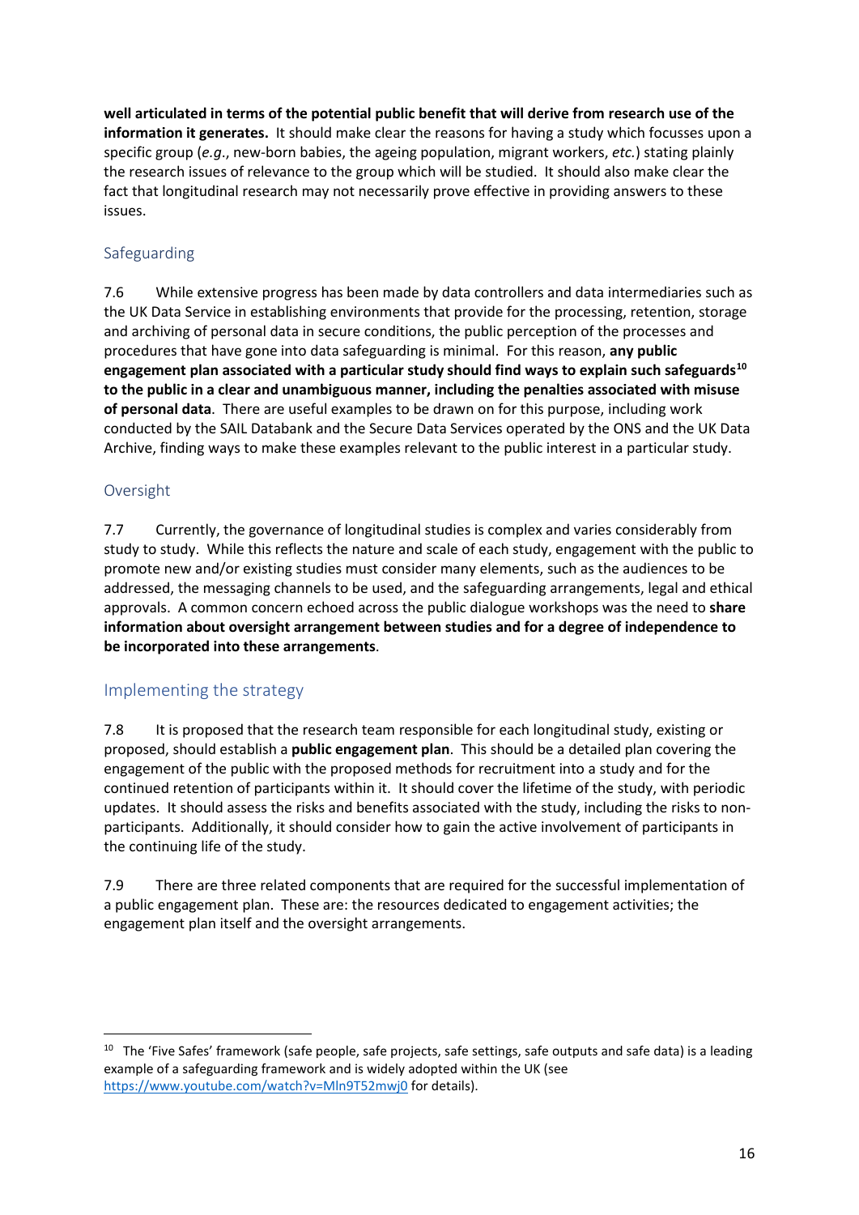**well articulated in terms of the potential public benefit that will derive from research use of the information it generates.** It should make clear the reasons for having a study which focusses upon a specific group (*e.g*., new-born babies, the ageing population, migrant workers, *etc.*) stating plainly the research issues of relevance to the group which will be studied. It should also make clear the fact that longitudinal research may not necessarily prove effective in providing answers to these issues.

### Safeguarding

7.6 While extensive progress has been made by data controllers and data intermediaries such as the UK Data Service in establishing environments that provide for the processing, retention, storage and archiving of personal data in secure conditions, the public perception of the processes and procedures that have gone into data safeguarding is minimal. For this reason, **any public engagement plan associated with a particular study should find ways to explain such safeguards[10] to the public in a clear and unambiguous manner, including the penalties associated with misuse of personal data**. There are useful examples to be drawn on for this purpose, including work conducted by the SAIL Databank and the Secure Data Services operated by the ONS and the UK Data Archive, finding ways to make these examples relevant to the public interest in a particular study.

### Oversight

7.7 Currently, the governance of longitudinal studies is complex and varies considerably from study to study. While this reflects the nature and scale of each study, engagement with the public to promote new and/or existing studies must consider many elements, such as the audiences to be addressed, the messaging channels to be used, and the safeguarding arrangements, legal and ethical approvals. A common concern echoed across the public dialogue workshops was the need to **share information about oversight arrangement between studies and for a degree of independence to be incorporated into these arrangements**.

## Implementing the strategy

7.8 It is proposed that the research team responsible for each longitudinal study, existing or proposed, should establish a **public engagement plan**. This should be a detailed plan covering the engagement of the public with the proposed methods for recruitment into a study and for the continued retention of participants within it. It should cover the lifetime of the study, with periodic updates. It should assess the risks and benefits associated with the study, including the risks to non-participants. Additionally, it should consider how to gain the active involvement of participants in the continuing life of the study.

7.9 There are three related components that are required for the successful implementation of a public engagement plan. These are: the resources dedicated to engagement activities; the engagement plan itself and the oversight arrangements.

---

[10] The 'Five Safes' framework (safe people, safe projects, safe settings, safe outputs and safe data) is a leading example of a safeguarding framework and is widely adopted within the UK (see https://www.youtube.com/watch?v=Mln9T52mwj0 for details).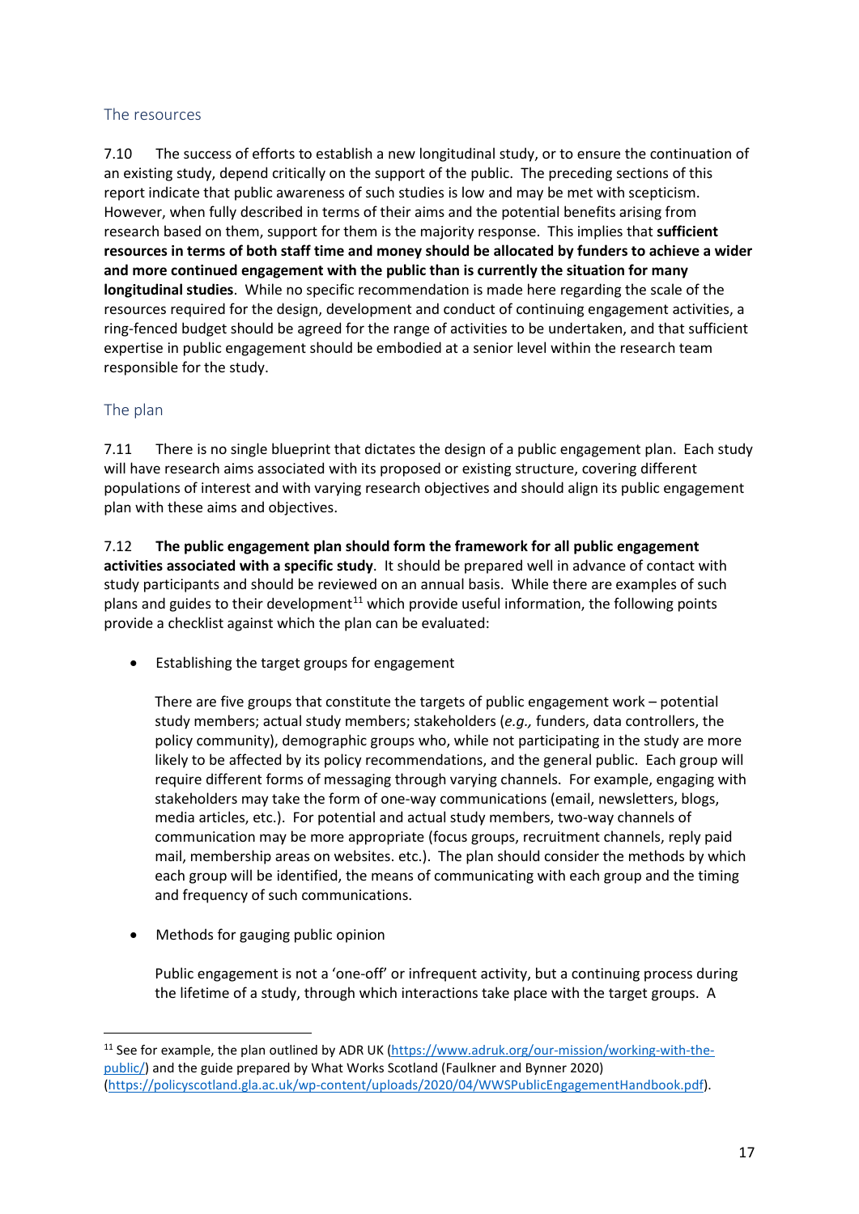## The resources

7.10 The success of efforts to establish a new longitudinal study, or to ensure the continuation of an existing study, depend critically on the support of the public. The preceding sections of this report indicate that public awareness of such studies is low and may be met with scepticism. However, when fully described in terms of their aims and the potential benefits arising from research based on them, support for them is the majority response. This implies that **sufficient resources in terms of both staff time and money should be allocated by funders to achieve a wider and more continued engagement with the public than is currently the situation for many longitudinal studies**. While no specific recommendation is made here regarding the scale of the resources required for the design, development and conduct of continuing engagement activities, a ring-fenced budget should be agreed for the range of activities to be undertaken, and that sufficient expertise in public engagement should be embodied at a senior level within the research team responsible for the study.

## The plan

7.11 There is no single blueprint that dictates the design of a public engagement plan. Each study will have research aims associated with its proposed or existing structure, covering different populations of interest and with varying research objectives and should align its public engagement plan with these aims and objectives.

7.12 **The public engagement plan should form the framework for all public engagement activities associated with a specific study**. It should be prepared well in advance of contact with study participants and should be reviewed on an annual basis. While there are examples of such plans and guides to their development[11] which provide useful information, the following points provide a checklist against which the plan can be evaluated:

- Establishing the target groups for engagement

  There are five groups that constitute the targets of public engagement work – potential study members; actual study members; stakeholders (*e.g.,* funders, data controllers, the policy community), demographic groups who, while not participating in the study are more likely to be affected by its policy recommendations, and the general public. Each group will require different forms of messaging through varying channels. For example, engaging with stakeholders may take the form of one-way communications (email, newsletters, blogs, media articles, etc.). For potential and actual study members, two-way channels of communication may be more appropriate (focus groups, recruitment channels, reply paid mail, membership areas on websites. etc.). The plan should consider the methods by which each group will be identified, the means of communicating with each group and the timing and frequency of such communications.

- Methods for gauging public opinion

  Public engagement is not a 'one-off' or infrequent activity, but a continuing process during the lifetime of a study, through which interactions take place with the target groups. A

---

[11] See for example, the plan outlined by ADR UK (https://www.adruk.org/our-mission/working-with-the-public/) and the guide prepared by What Works Scotland (Faulkner and Bynner 2020) (https://policyscotland.gla.ac.uk/wp-content/uploads/2020/04/WWSPublicEngagementHandbook.pdf).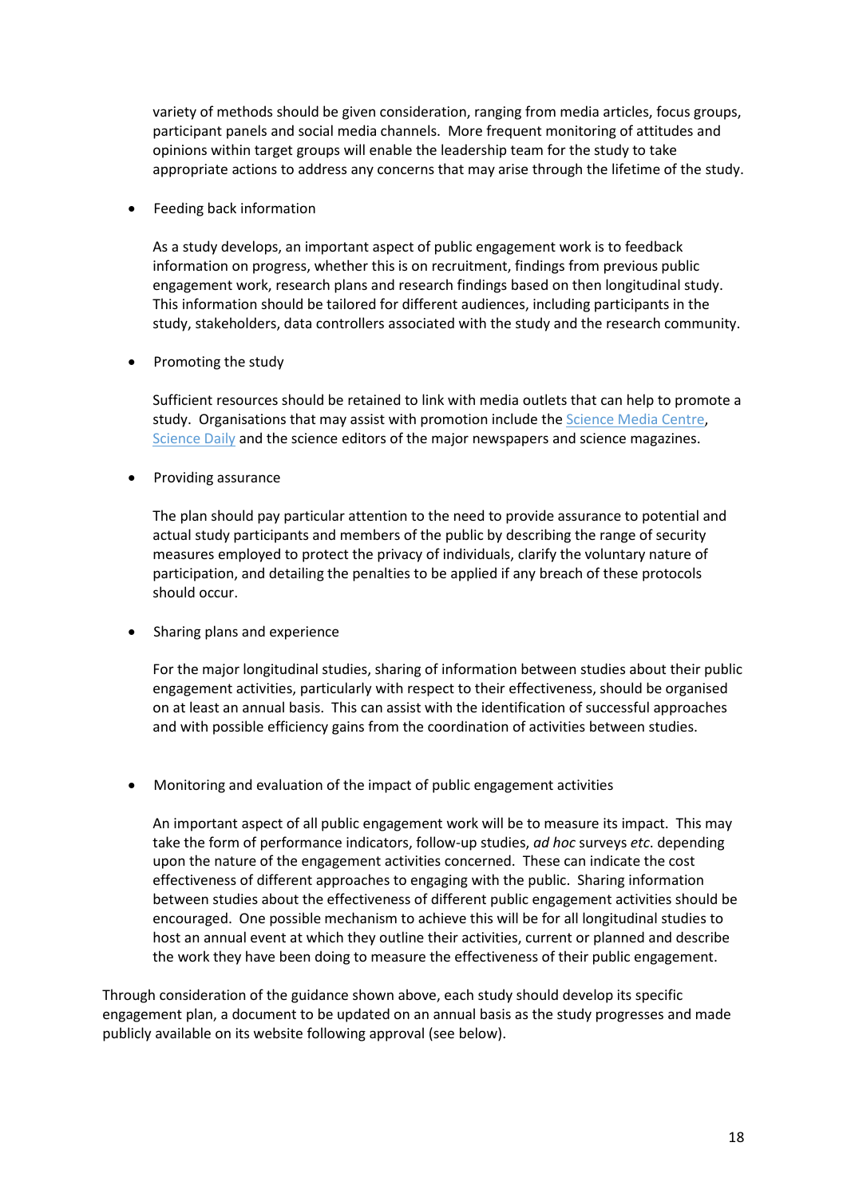variety of methods should be given consideration, ranging from media articles, focus groups, participant panels and social media channels. More frequent monitoring of attitudes and opinions within target groups will enable the leadership team for the study to take appropriate actions to address any concerns that may arise through the lifetime of the study.

- Feeding back information

  As a study develops, an important aspect of public engagement work is to feedback information on progress, whether this is on recruitment, findings from previous public engagement work, research plans and research findings based on then longitudinal study. This information should be tailored for different audiences, including participants in the study, stakeholders, data controllers associated with the study and the research community.

- Promoting the study

  Sufficient resources should be retained to link with media outlets that can help to promote a study. Organisations that may assist with promotion include the Science Media Centre, Science Daily and the science editors of the major newspapers and science magazines.

- Providing assurance

  The plan should pay particular attention to the need to provide assurance to potential and actual study participants and members of the public by describing the range of security measures employed to protect the privacy of individuals, clarify the voluntary nature of participation, and detailing the penalties to be applied if any breach of these protocols should occur.

- Sharing plans and experience

  For the major longitudinal studies, sharing of information between studies about their public engagement activities, particularly with respect to their effectiveness, should be organised on at least an annual basis. This can assist with the identification of successful approaches and with possible efficiency gains from the coordination of activities between studies.

- Monitoring and evaluation of the impact of public engagement activities

  An important aspect of all public engagement work will be to measure its impact. This may take the form of performance indicators, follow-up studies, *ad hoc* surveys *etc.* depending upon the nature of the engagement activities concerned. These can indicate the cost effectiveness of different approaches to engaging with the public. Sharing information between studies about the effectiveness of different public engagement activities should be encouraged. One possible mechanism to achieve this will be for all longitudinal studies to host an annual event at which they outline their activities, current or planned and describe the work they have been doing to measure the effectiveness of their public engagement.

Through consideration of the guidance shown above, each study should develop its specific engagement plan, a document to be updated on an annual basis as the study progresses and made publicly available on its website following approval (see below).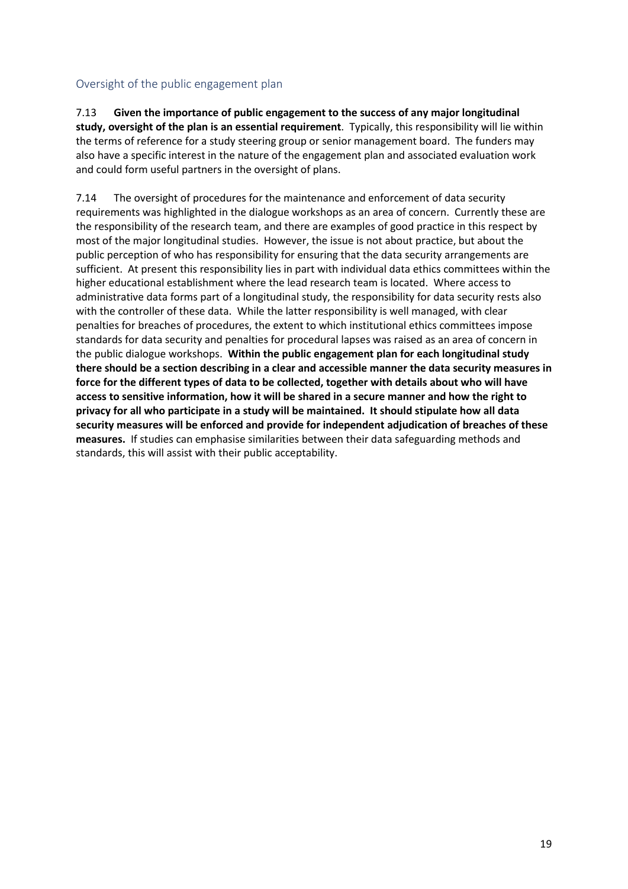## Oversight of the public engagement plan

7.13 **Given the importance of public engagement to the success of any major longitudinal study, oversight of the plan is an essential requirement**. Typically, this responsibility will lie within the terms of reference for a study steering group or senior management board. The funders may also have a specific interest in the nature of the engagement plan and associated evaluation work and could form useful partners in the oversight of plans.

7.14 The oversight of procedures for the maintenance and enforcement of data security requirements was highlighted in the dialogue workshops as an area of concern. Currently these are the responsibility of the research team, and there are examples of good practice in this respect by most of the major longitudinal studies. However, the issue is not about practice, but about the public perception of who has responsibility for ensuring that the data security arrangements are sufficient. At present this responsibility lies in part with individual data ethics committees within the higher educational establishment where the lead research team is located. Where access to administrative data forms part of a longitudinal study, the responsibility for data security rests also with the controller of these data. While the latter responsibility is well managed, with clear penalties for breaches of procedures, the extent to which institutional ethics committees impose standards for data security and penalties for procedural lapses was raised as an area of concern in the public dialogue workshops. **Within the public engagement plan for each longitudinal study there should be a section describing in a clear and accessible manner the data security measures in force for the different types of data to be collected, together with details about who will have access to sensitive information, how it will be shared in a secure manner and how the right to privacy for all who participate in a study will be maintained. It should stipulate how all data security measures will be enforced and provide for independent adjudication of breaches of these measures.** If studies can emphasise similarities between their data safeguarding methods and standards, this will assist with their public acceptability.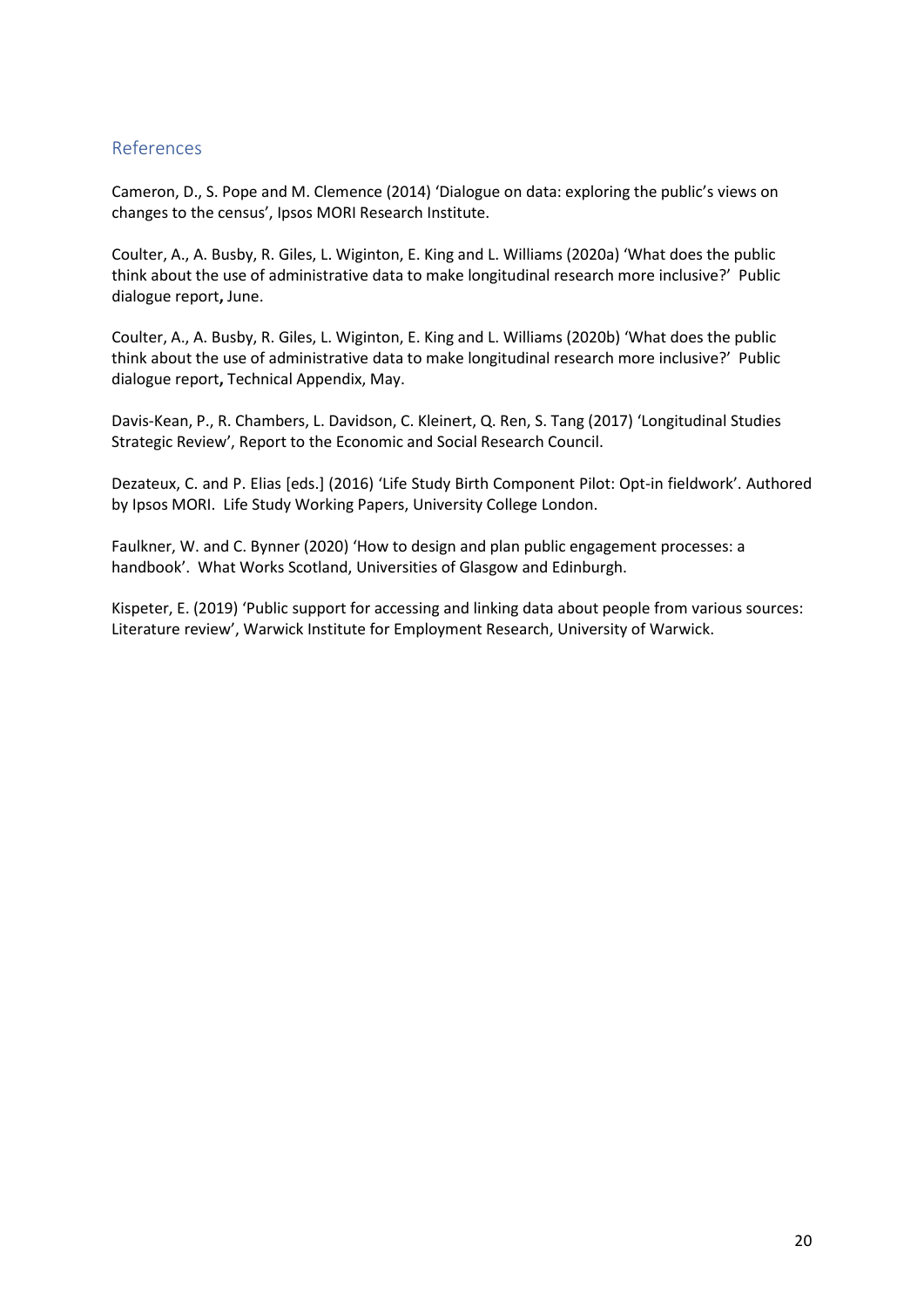## References

Cameron, D., S. Pope and M. Clemence (2014) 'Dialogue on data: exploring the public's views on changes to the census', Ipsos MORI Research Institute.

Coulter, A., A. Busby, R. Giles, L. Wiginton, E. King and L. Williams (2020a) 'What does the public think about the use of administrative data to make longitudinal research more inclusive?' Public dialogue report**,** June.

Coulter, A., A. Busby, R. Giles, L. Wiginton, E. King and L. Williams (2020b) 'What does the public think about the use of administrative data to make longitudinal research more inclusive?' Public dialogue report**,** Technical Appendix, May.

Davis-Kean, P., R. Chambers, L. Davidson, C. Kleinert, Q. Ren, S. Tang (2017) 'Longitudinal Studies Strategic Review', Report to the Economic and Social Research Council.

Dezateux, C. and P. Elias [eds.] (2016) 'Life Study Birth Component Pilot: Opt-in fieldwork'. Authored by Ipsos MORI. Life Study Working Papers, University College London.

Faulkner, W. and C. Bynner (2020) 'How to design and plan public engagement processes: a handbook'. What Works Scotland, Universities of Glasgow and Edinburgh.

Kispeter, E. (2019) 'Public support for accessing and linking data about people from various sources: Literature review', Warwick Institute for Employment Research, University of Warwick.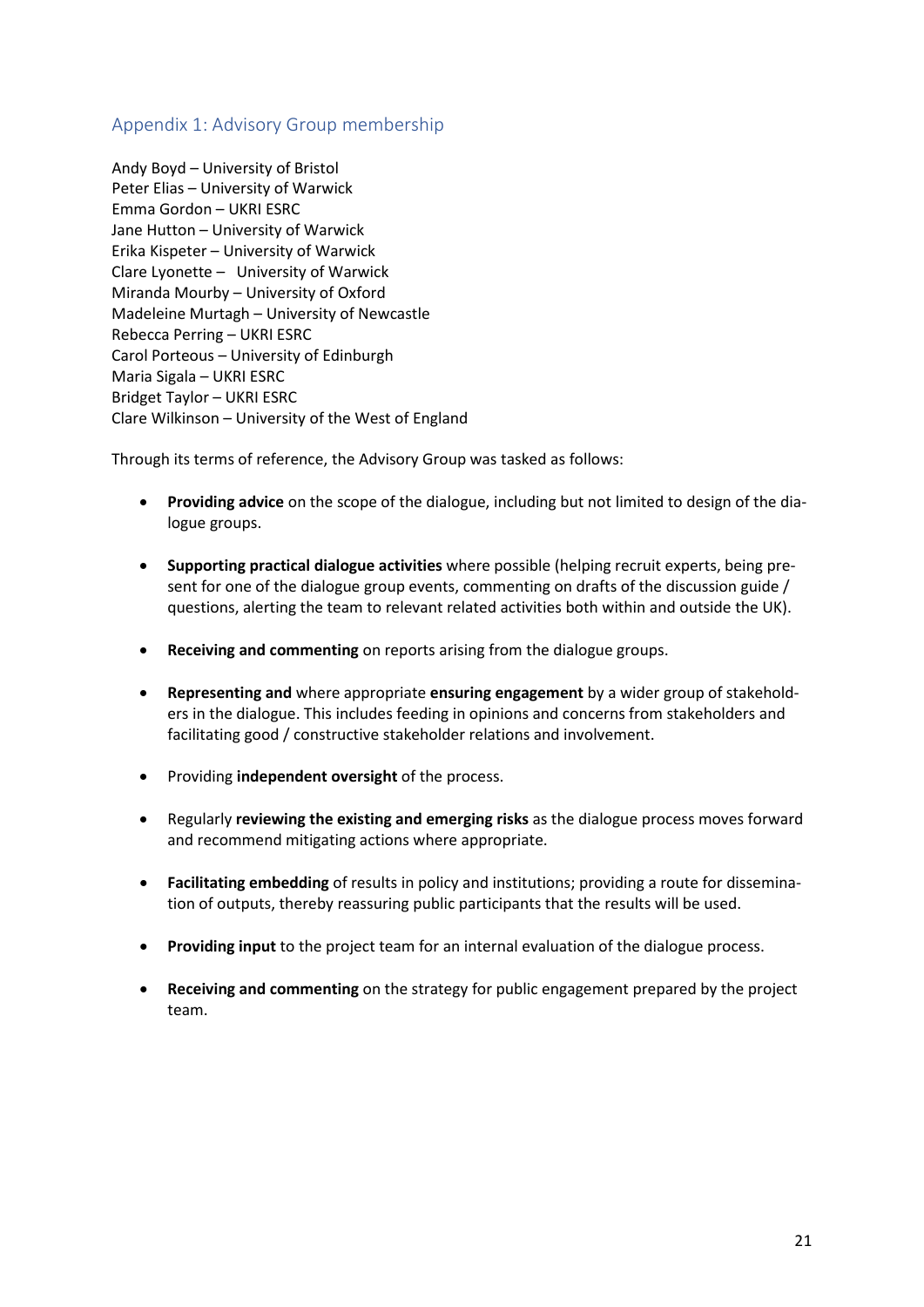## Appendix 1: Advisory Group membership

Andy Boyd – University of Bristol
Peter Elias – University of Warwick
Emma Gordon – UKRI ESRC
Jane Hutton – University of Warwick
Erika Kispeter – University of Warwick
Clare Lyonette – University of Warwick
Miranda Mourby – University of Oxford
Madeleine Murtagh – University of Newcastle
Rebecca Perring – UKRI ESRC
Carol Porteous – University of Edinburgh
Maria Sigala – UKRI ESRC
Bridget Taylor – UKRI ESRC
Clare Wilkinson – University of the West of England

Through its terms of reference, the Advisory Group was tasked as follows:

- **Providing advice** on the scope of the dialogue, including but not limited to design of the dialogue groups.
- **Supporting practical dialogue activities** where possible (helping recruit experts, being present for one of the dialogue group events, commenting on drafts of the discussion guide / questions, alerting the team to relevant related activities both within and outside the UK).
- **Receiving and commenting** on reports arising from the dialogue groups.
- **Representing and** where appropriate **ensuring engagement** by a wider group of stakeholders in the dialogue. This includes feeding in opinions and concerns from stakeholders and facilitating good / constructive stakeholder relations and involvement.
- Providing **independent oversight** of the process.
- Regularly **reviewing the existing and emerging risks** as the dialogue process moves forward and recommend mitigating actions where appropriate.
- **Facilitating embedding** of results in policy and institutions; providing a route for dissemination of outputs, thereby reassuring public participants that the results will be used.
- **Providing input** to the project team for an internal evaluation of the dialogue process.
- **Receiving and commenting** on the strategy for public engagement prepared by the project team.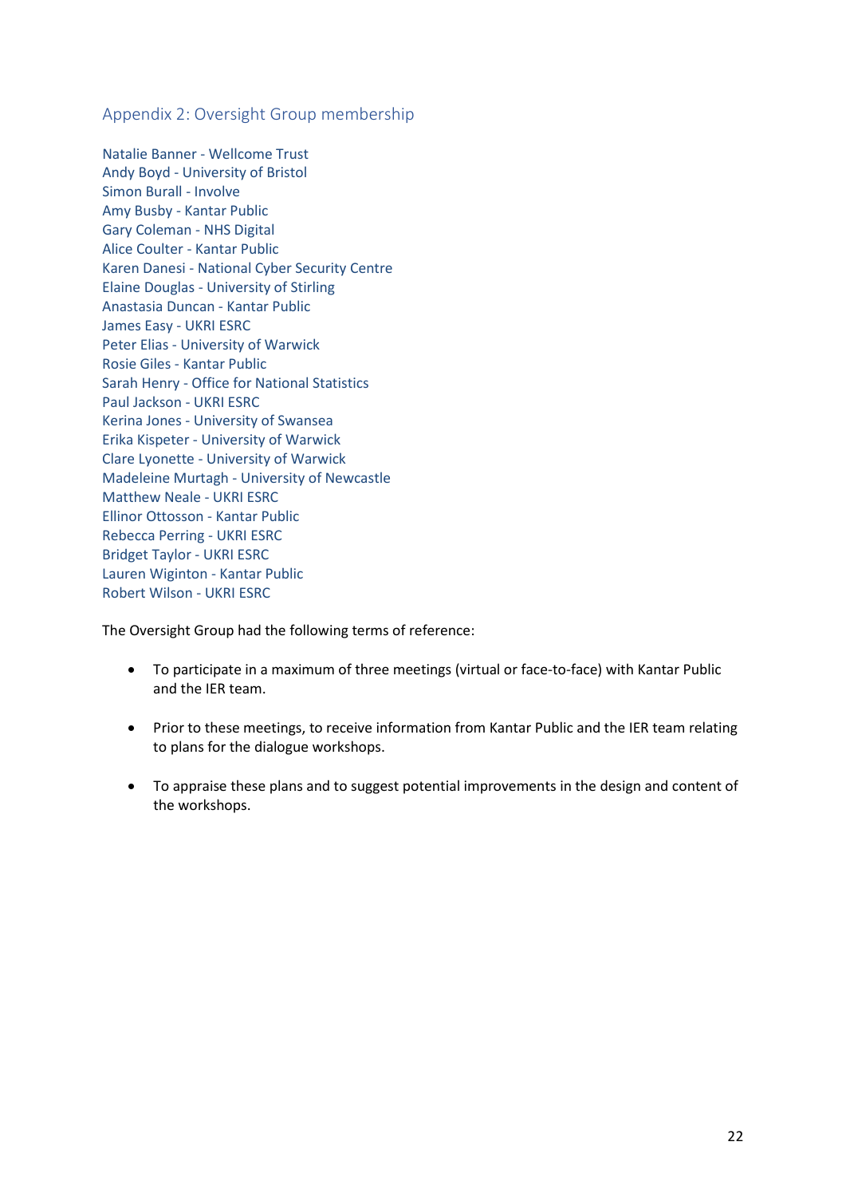## Appendix 2: Oversight Group membership

Natalie Banner - Wellcome Trust
Andy Boyd - University of Bristol
Simon Burall - Involve
Amy Busby - Kantar Public
Gary Coleman - NHS Digital
Alice Coulter - Kantar Public
Karen Danesi - National Cyber Security Centre
Elaine Douglas - University of Stirling
Anastasia Duncan - Kantar Public
James Easy - UKRI ESRC
Peter Elias - University of Warwick
Rosie Giles - Kantar Public
Sarah Henry - Office for National Statistics
Paul Jackson - UKRI ESRC
Kerina Jones - University of Swansea
Erika Kispeter - University of Warwick
Clare Lyonette - University of Warwick
Madeleine Murtagh - University of Newcastle
Matthew Neale - UKRI ESRC
Ellinor Ottosson - Kantar Public
Rebecca Perring - UKRI ESRC
Bridget Taylor - UKRI ESRC
Lauren Wiginton - Kantar Public
Robert Wilson - UKRI ESRC

The Oversight Group had the following terms of reference:

- To participate in a maximum of three meetings (virtual or face-to-face) with Kantar Public and the IER team.
- Prior to these meetings, to receive information from Kantar Public and the IER team relating to plans for the dialogue workshops.
- To appraise these plans and to suggest potential improvements in the design and content of the workshops.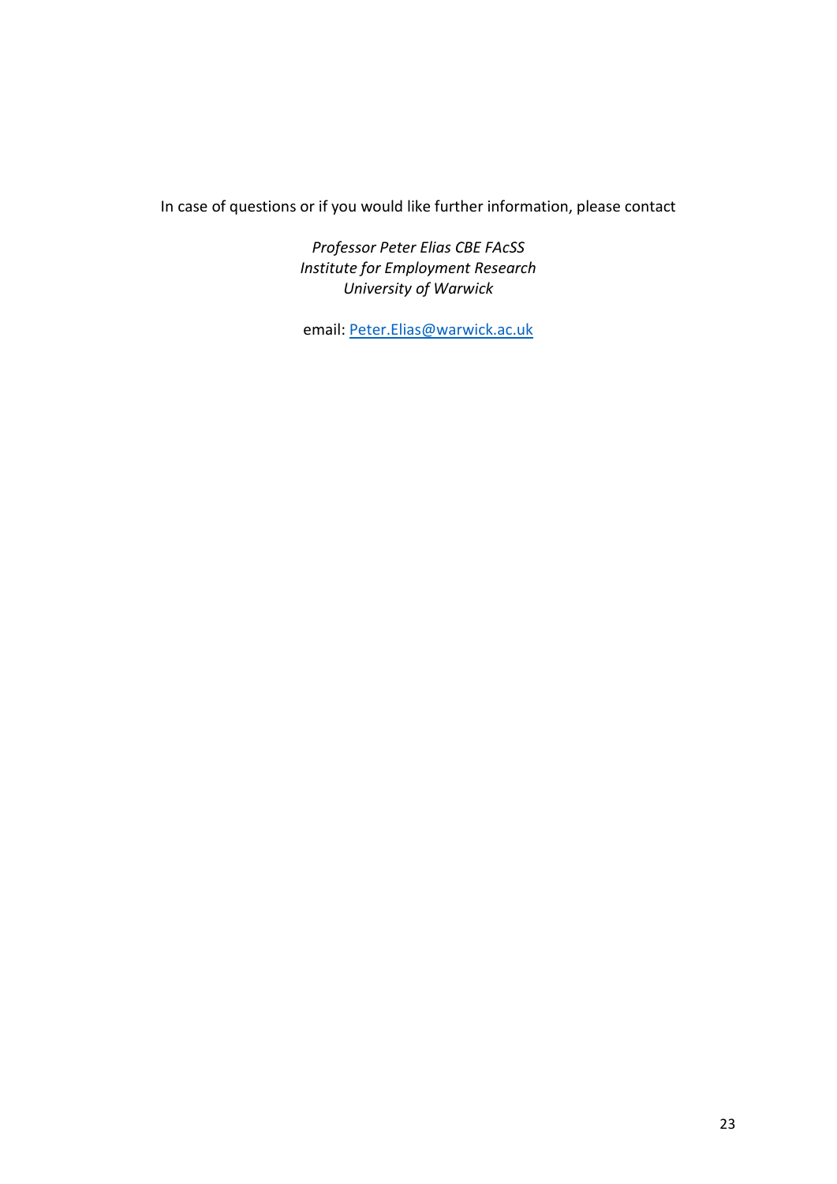In case of questions or if you would like further information, please contact

*Professor Peter Elias CBE FAcSS*
*Institute for Employment Research*
*University of Warwick*

email: Peter.Elias@warwick.ac.uk